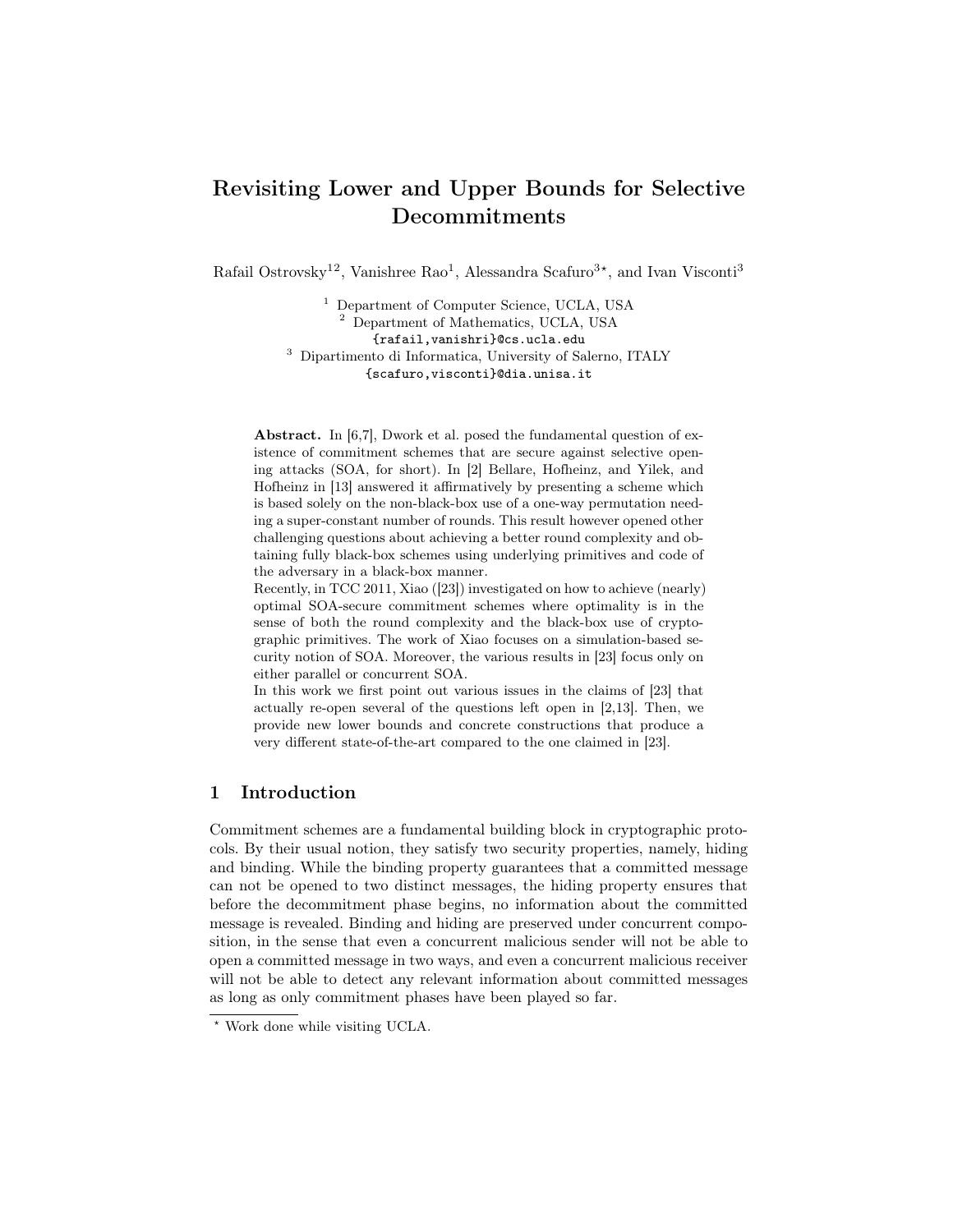# Revisiting Lower and Upper Bounds for Selective Decommitments

Rafail Ostrovsky[1,2], Vanishree Rao[1], Alessandra Scafuro[3,⋆], and Ivan Visconti[3]

[1] Department of Computer Science, UCLA, USA
[2] Department of Mathematics, UCLA, USA
{rafail,vanishri}@cs.ucla.edu
[3] Dipartimento di Informatica, University of Salerno, ITALY
{scafuro,visconti}@dia.unisa.it

**Abstract.** In [6,7], Dwork et al. posed the fundamental question of existence of commitment schemes that are secure against selective opening attacks (SOA, for short). In [2] Bellare, Hofheinz, and Yilek, and Hofheinz in [13] answered it affirmatively by presenting a scheme which is based solely on the non-black-box use of a one-way permutation needing a super-constant number of rounds. This result however opened other challenging questions about achieving a better round complexity and obtaining fully black-box schemes using underlying primitives and code of the adversary in a black-box manner.
Recently, in TCC 2011, Xiao ([23]) investigated on how to achieve (nearly) optimal SOA-secure commitment schemes where optimality is in the sense of both the round complexity and the black-box use of cryptographic primitives. The work of Xiao focuses on a simulation-based security notion of SOA. Moreover, the various results in [23] focus only on either parallel or concurrent SOA.
In this work we first point out various issues in the claims of [23] that actually re-open several of the questions left open in [2,13]. Then, we provide new lower bounds and concrete constructions that produce a very different state-of-the-art compared to the one claimed in [23].

## 1 Introduction

Commitment schemes are a fundamental building block in cryptographic protocols. By their usual notion, they satisfy two security properties, namely, hiding and binding. While the binding property guarantees that a committed message can not be opened to two distinct messages, the hiding property ensures that before the decommitment phase begins, no information about the committed message is revealed. Binding and hiding are preserved under concurrent composition, in the sense that even a concurrent malicious sender will not be able to open a committed message in two ways, and even a concurrent malicious receiver will not be able to detect any relevant information about committed messages as long as only commitment phases have been played so far.

⋆ Work done while visiting UCLA.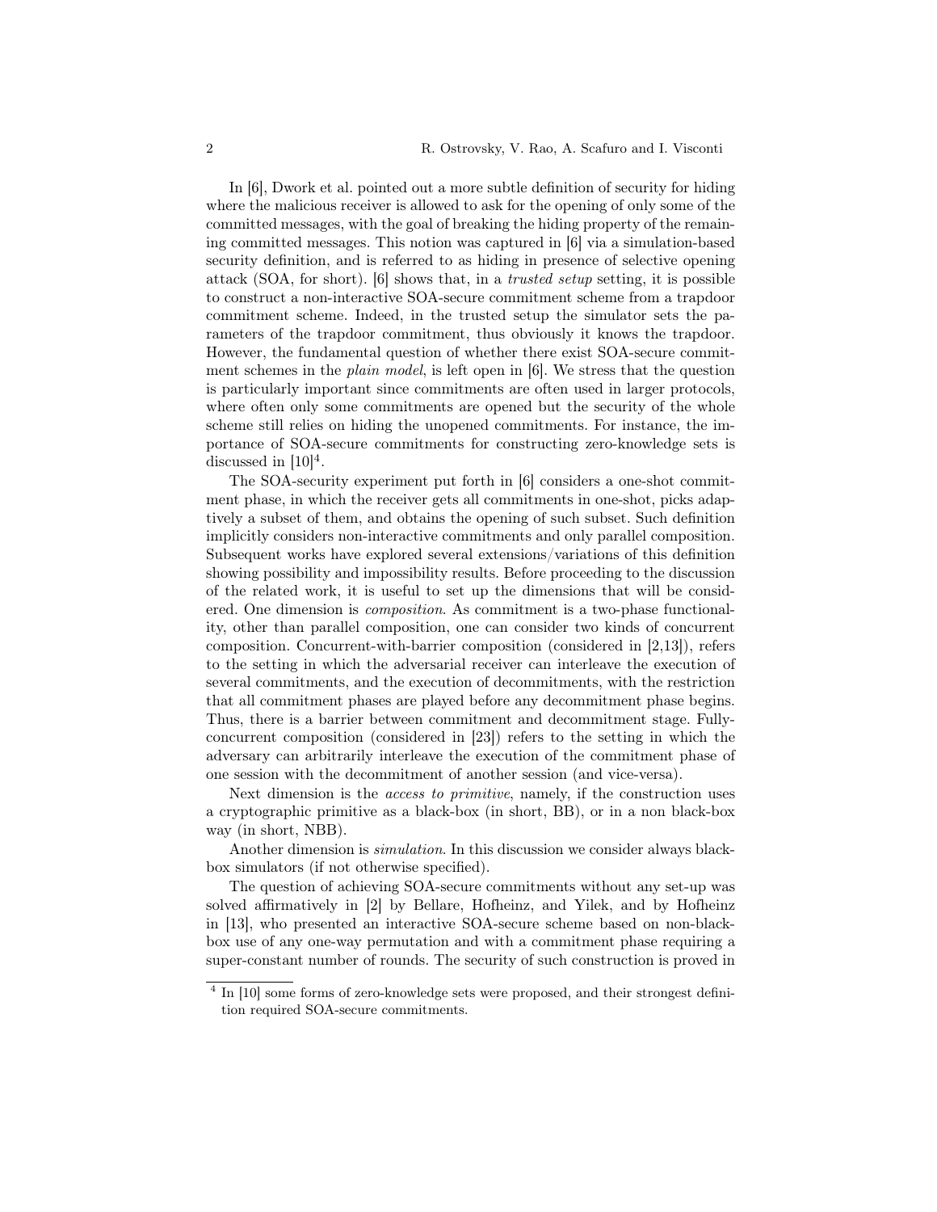In [6], Dwork et al. pointed out a more subtle definition of security for hiding where the malicious receiver is allowed to ask for the opening of only some of the committed messages, with the goal of breaking the hiding property of the remaining committed messages. This notion was captured in [6] via a simulation-based security definition, and is referred to as hiding in presence of selective opening attack (SOA, for short). [6] shows that, in a *trusted setup* setting, it is possible to construct a non-interactive SOA-secure commitment scheme from a trapdoor commitment scheme. Indeed, in the trusted setup the simulator sets the parameters of the trapdoor commitment, thus obviously it knows the trapdoor. However, the fundamental question of whether there exist SOA-secure commitment schemes in the *plain model*, is left open in [6]. We stress that the question is particularly important since commitments are often used in larger protocols, where often only some commitments are opened but the security of the whole scheme still relies on hiding the unopened commitments. For instance, the importance of SOA-secure commitments for constructing zero-knowledge sets is discussed in [10][4].

The SOA-security experiment put forth in [6] considers a one-shot commitment phase, in which the receiver gets all commitments in one-shot, picks adaptively a subset of them, and obtains the opening of such subset. Such definition implicitly considers non-interactive commitments and only parallel composition. Subsequent works have explored several extensions/variations of this definition showing possibility and impossibility results. Before proceeding to the discussion of the related work, it is useful to set up the dimensions that will be considered. One dimension is *composition*. As commitment is a two-phase functionality, other than parallel composition, one can consider two kinds of concurrent composition. Concurrent-with-barrier composition (considered in [2,13]), refers to the setting in which the adversarial receiver can interleave the execution of several commitments, and the execution of decommitments, with the restriction that all commitment phases are played before any decommitment phase begins. Thus, there is a barrier between commitment and decommitment stage. Fully-concurrent composition (considered in [23]) refers to the setting in which the adversary can arbitrarily interleave the execution of the commitment phase of one session with the decommitment of another session (and vice-versa).

Next dimension is the *access to primitive*, namely, if the construction uses a cryptographic primitive as a black-box (in short, BB), or in a non black-box way (in short, NBB).

Another dimension is *simulation*. In this discussion we consider always black-box simulators (if not otherwise specified).

The question of achieving SOA-secure commitments without any set-up was solved affirmatively in [2] by Bellare, Hofheinz, and Yilek, and by Hofheinz in [13], who presented an interactive SOA-secure scheme based on non-black-box use of any one-way permutation and with a commitment phase requiring a super-constant number of rounds. The security of such construction is proved in

[4] In [10] some forms of zero-knowledge sets were proposed, and their strongest definition required SOA-secure commitments.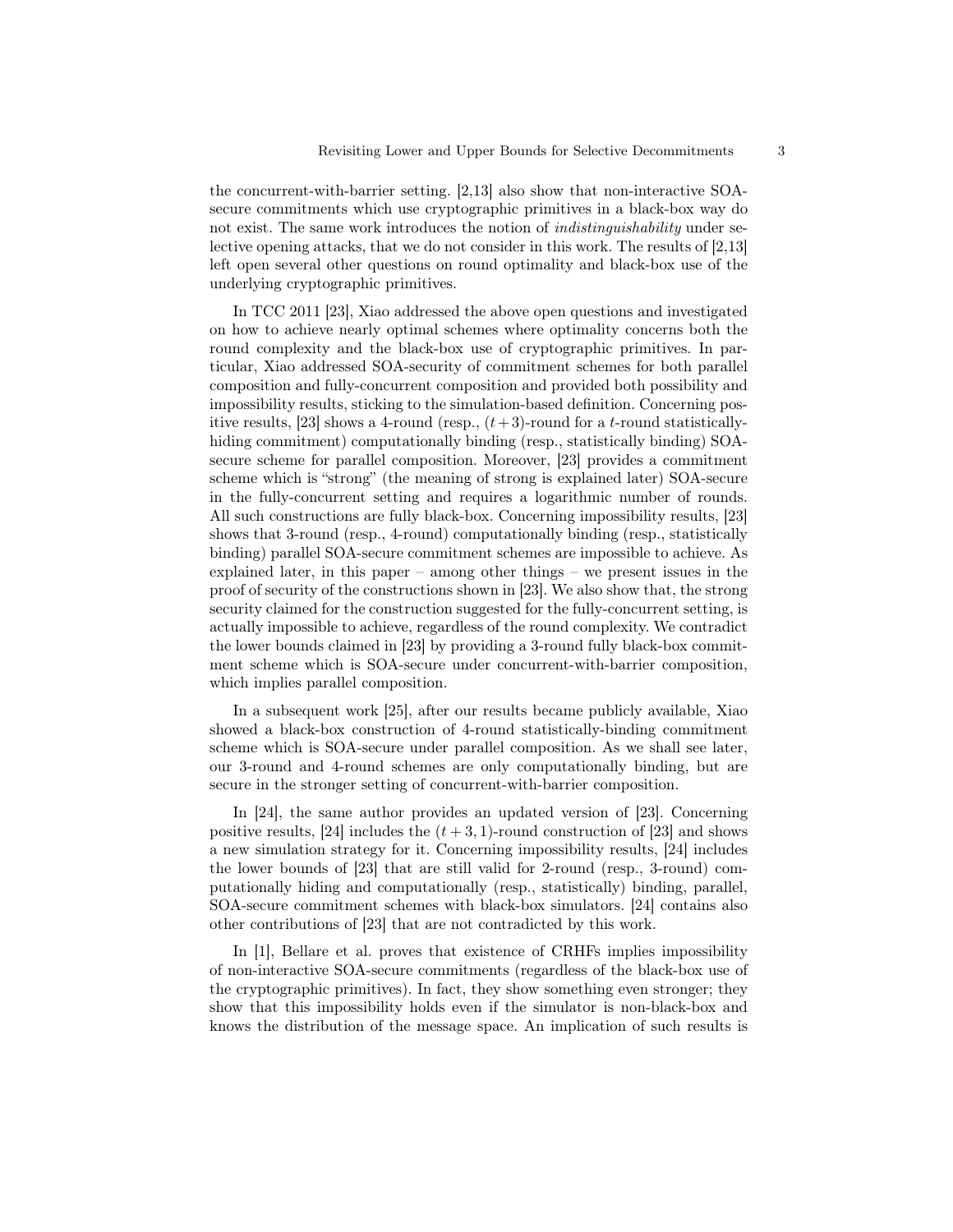the concurrent-with-barrier setting. [2,13] also show that non-interactive SOA-secure commitments which use cryptographic primitives in a black-box way do not exist. The same work introduces the notion of *indistinguishability* under selective opening attacks, that we do not consider in this work. The results of [2,13] left open several other questions on round optimality and black-box use of the underlying cryptographic primitives.

In TCC 2011 [23], Xiao addressed the above open questions and investigated on how to achieve nearly optimal schemes where optimality concerns both the round complexity and the black-box use of cryptographic primitives. In particular, Xiao addressed SOA-security of commitment schemes for both parallel composition and fully-concurrent composition and provided both possibility and impossibility results, sticking to the simulation-based definition. Concerning positive results, [23] shows a 4-round (resp., $(t+3)$-round for a $t$-round statistically-hiding commitment) computationally binding (resp., statistically binding) SOA-secure scheme for parallel composition. Moreover, [23] provides a commitment scheme which is "strong" (the meaning of strong is explained later) SOA-secure in the fully-concurrent setting and requires a logarithmic number of rounds. All such constructions are fully black-box. Concerning impossibility results, [23] shows that 3-round (resp., 4-round) computationally binding (resp., statistically binding) parallel SOA-secure commitment schemes are impossible to achieve. As explained later, in this paper – among other things – we present issues in the proof of security of the constructions shown in [23]. We also show that, the strong security claimed for the construction suggested for the fully-concurrent setting, is actually impossible to achieve, regardless of the round complexity. We contradict the lower bounds claimed in [23] by providing a 3-round fully black-box commitment scheme which is SOA-secure under concurrent-with-barrier composition, which implies parallel composition.

In a subsequent work [25], after our results became publicly available, Xiao showed a black-box construction of 4-round statistically-binding commitment scheme which is SOA-secure under parallel composition. As we shall see later, our 3-round and 4-round schemes are only computationally binding, but are secure in the stronger setting of concurrent-with-barrier composition.

In [24], the same author provides an updated version of [23]. Concerning positive results, [24] includes the $(t+3,1)$-round construction of [23] and shows a new simulation strategy for it. Concerning impossibility results, [24] includes the lower bounds of [23] that are still valid for 2-round (resp., 3-round) computationally hiding and computationally (resp., statistically) binding, parallel, SOA-secure commitment schemes with black-box simulators. [24] contains also other contributions of [23] that are not contradicted by this work.

In [1], Bellare et al. proves that existence of CRHFs implies impossibility of non-interactive SOA-secure commitments (regardless of the black-box use of the cryptographic primitives). In fact, they show something even stronger; they show that this impossibility holds even if the simulator is non-black-box and knows the distribution of the message space. An implication of such results is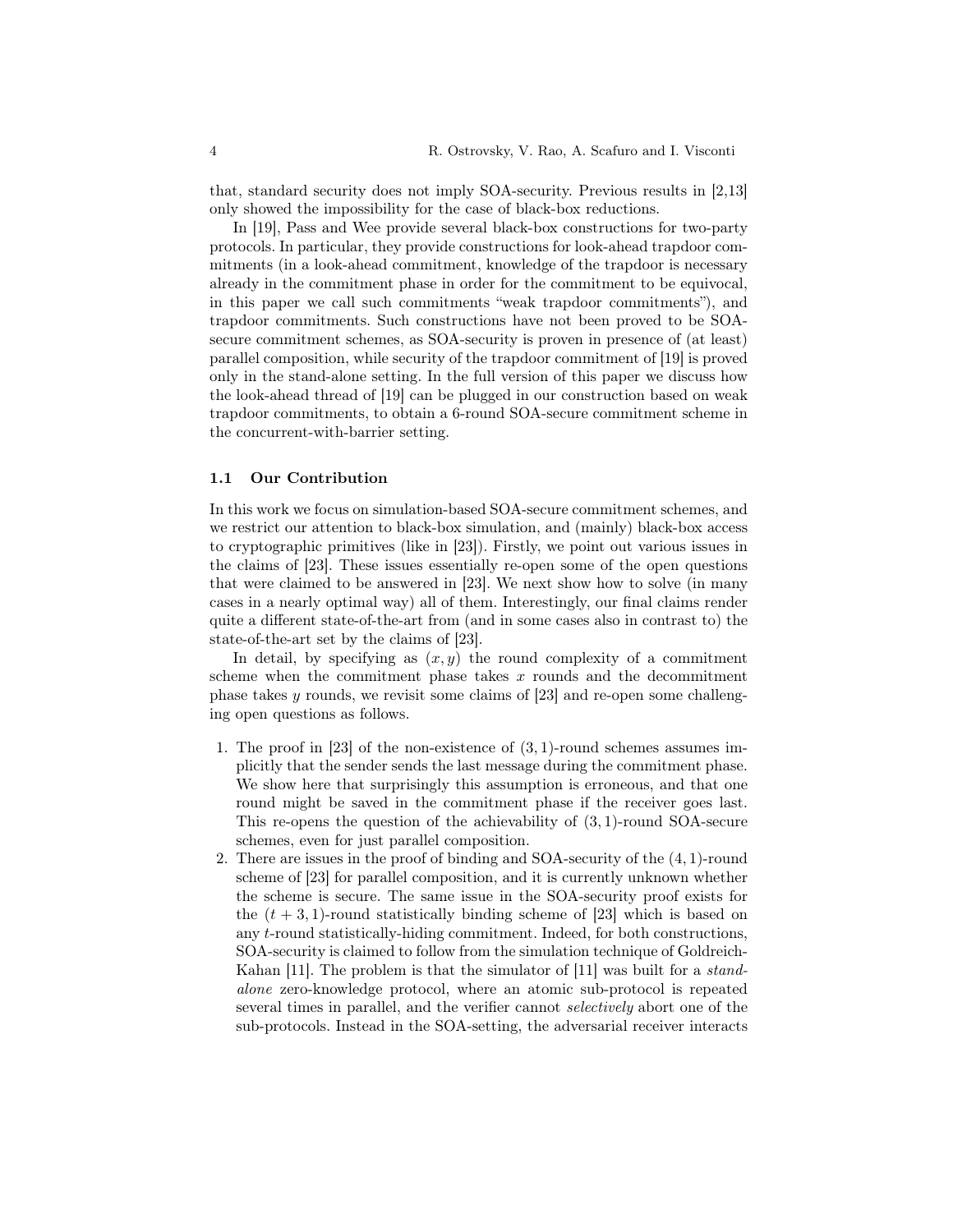that, standard security does not imply SOA-security. Previous results in [2,13] only showed the impossibility for the case of black-box reductions.

In [19], Pass and Wee provide several black-box constructions for two-party protocols. In particular, they provide constructions for look-ahead trapdoor commitments (in a look-ahead commitment, knowledge of the trapdoor is necessary already in the commitment phase in order for the commitment to be equivocal, in this paper we call such commitments "weak trapdoor commitments"), and trapdoor commitments. Such constructions have not been proved to be SOA-secure commitment schemes, as SOA-security is proven in presence of (at least) parallel composition, while security of the trapdoor commitment of [19] is proved only in the stand-alone setting. In the full version of this paper we discuss how the look-ahead thread of [19] can be plugged in our construction based on weak trapdoor commitments, to obtain a 6-round SOA-secure commitment scheme in the concurrent-with-barrier setting.

### 1.1 Our Contribution

In this work we focus on simulation-based SOA-secure commitment schemes, and we restrict our attention to black-box simulation, and (mainly) black-box access to cryptographic primitives (like in [23]). Firstly, we point out various issues in the claims of [23]. These issues essentially re-open some of the open questions that were claimed to be answered in [23]. We next show how to solve (in many cases in a nearly optimal way) all of them. Interestingly, our final claims render quite a different state-of-the-art from (and in some cases also in contrast to) the state-of-the-art set by the claims of [23].

In detail, by specifying as $(x, y)$ the round complexity of a commitment scheme when the commitment phase takes $x$ rounds and the decommitment phase takes $y$ rounds, we revisit some claims of [23] and re-open some challenging open questions as follows.

1. The proof in [23] of the non-existence of $(3, 1)$-round schemes assumes implicitly that the sender sends the last message during the commitment phase. We show here that surprisingly this assumption is erroneous, and that one round might be saved in the commitment phase if the receiver goes last. This re-opens the question of the achievability of $(3, 1)$-round SOA-secure schemes, even for just parallel composition.
2. There are issues in the proof of binding and SOA-security of the $(4, 1)$-round scheme of [23] for parallel composition, and it is currently unknown whether the scheme is secure. The same issue in the SOA-security proof exists for the $(t + 3, 1)$-round statistically binding scheme of [23] which is based on any $t$-round statistically-hiding commitment. Indeed, for both constructions, SOA-security is claimed to follow from the simulation technique of Goldreich-Kahan [11]. The problem is that the simulator of [11] was built for a *stand-alone* zero-knowledge protocol, where an atomic sub-protocol is repeated several times in parallel, and the verifier cannot *selectively* abort one of the sub-protocols. Instead in the SOA-setting, the adversarial receiver interacts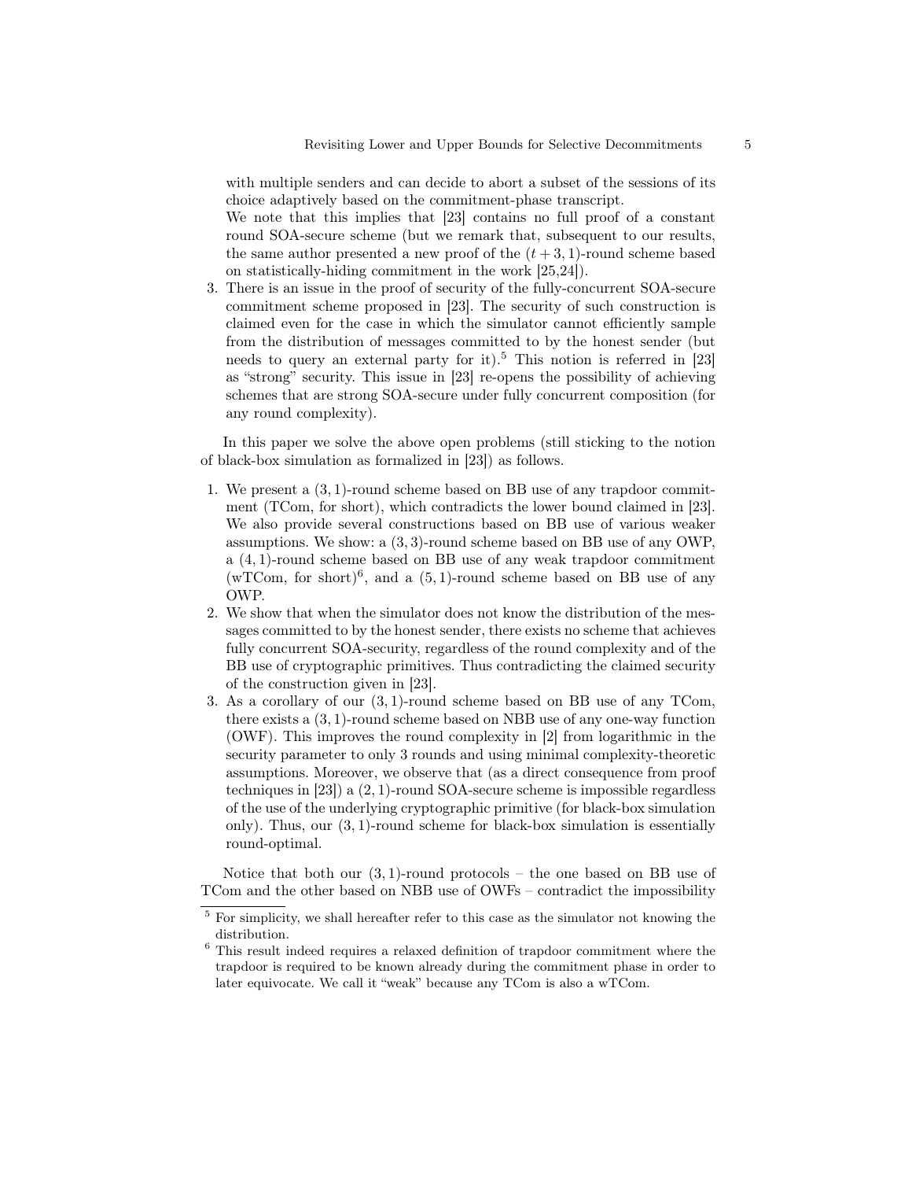with multiple senders and can decide to abort a subset of the sessions of its choice adaptively based on the commitment-phase transcript.
   We note that this implies that [23] contains no full proof of a constant round SOA-secure scheme (but we remark that, subsequent to our results, the same author presented a new proof of the $(t+3,1)$-round scheme based on statistically-hiding commitment in the work [25,24]).
3. There is an issue in the proof of security of the fully-concurrent SOA-secure commitment scheme proposed in [23]. The security of such construction is claimed even for the case in which the simulator cannot efficiently sample from the distribution of messages committed to by the honest sender (but needs to query an external party for it).[5] This notion is referred in [23] as "strong" security. This issue in [23] re-opens the possibility of achieving schemes that are strong SOA-secure under fully concurrent composition (for any round complexity).

In this paper we solve the above open problems (still sticking to the notion of black-box simulation as formalized in [23]) as follows.

1. We present a $(3,1)$-round scheme based on BB use of any trapdoor commitment (TCom, for short), which contradicts the lower bound claimed in [23]. We also provide several constructions based on BB use of various weaker assumptions. We show: a $(3,3)$-round scheme based on BB use of any OWP, a $(4,1)$-round scheme based on BB use of any weak trapdoor commitment (wTCom, for short)[6], and a $(5,1)$-round scheme based on BB use of any OWP.
2. We show that when the simulator does not know the distribution of the messages committed to by the honest sender, there exists no scheme that achieves fully concurrent SOA-security, regardless of the round complexity and of the BB use of cryptographic primitives. Thus contradicting the claimed security of the construction given in [23].
3. As a corollary of our $(3,1)$-round scheme based on BB use of any TCom, there exists a $(3,1)$-round scheme based on NBB use of any one-way function (OWF). This improves the round complexity in [2] from logarithmic in the security parameter to only 3 rounds and using minimal complexity-theoretic assumptions. Moreover, we observe that (as a direct consequence from proof techniques in [23]) a $(2,1)$-round SOA-secure scheme is impossible regardless of the use of the underlying cryptographic primitive (for black-box simulation only). Thus, our $(3,1)$-round scheme for black-box simulation is essentially round-optimal.

Notice that both our $(3,1)$-round protocols – the one based on BB use of TCom and the other based on NBB use of OWFs – contradict the impossibility

[5] For simplicity, we shall hereafter refer to this case as the simulator not knowing the distribution.

[6] This result indeed requires a relaxed definition of trapdoor commitment where the trapdoor is required to be known already during the commitment phase in order to later equivocate. We call it "weak" because any TCom is also a wTCom.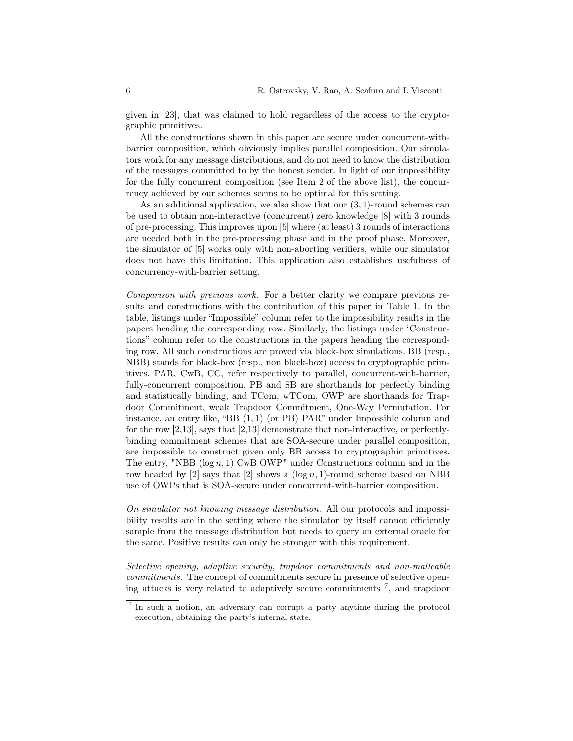given in [23], that was claimed to hold regardless of the access to the cryptographic primitives.

All the constructions shown in this paper are secure under concurrent-with-barrier composition, which obviously implies parallel composition. Our simulators work for any message distributions, and do not need to know the distribution of the messages committed to by the honest sender. In light of our impossibility for the fully concurrent composition (see Item 2 of the above list), the concurrency achieved by our schemes seems to be optimal for this setting.

As an additional application, we also show that our $(3, 1)$-round schemes can be used to obtain non-interactive (concurrent) zero knowledge [8] with 3 rounds of pre-processing. This improves upon [5] where (at least) 3 rounds of interactions are needed both in the pre-processing phase and in the proof phase. Moreover, the simulator of [5] works only with non-aborting verifiers, while our simulator does not have this limitation. This application also establishes usefulness of concurrency-with-barrier setting.

*Comparison with previous work.* For a better clarity we compare previous results and constructions with the contribution of this paper in Table 1. In the table, listings under "Impossible" column refer to the impossibility results in the papers heading the corresponding row. Similarly, the listings under "Constructions" column refer to the constructions in the papers heading the corresponding row. All such constructions are proved via black-box simulations. BB (resp., NBB) stands for black-box (resp., non black-box) access to cryptographic primitives. PAR, CwB, CC, refer respectively to parallel, concurrent-with-barrier, fully-concurrent composition. PB and SB are shorthands for perfectly binding and statistically binding, and TCom, wTCom, OWP are shorthands for Trapdoor Commitment, weak Trapdoor Commitment, One-Way Permutation. For instance, an entry like, "BB $(1, 1)$ (or PB) PAR" under Impossible column and for the row [2,13], says that [2,13] demonstrate that non-interactive, or perfectly-binding commitment schemes that are SOA-secure under parallel composition, are impossible to construct given only BB access to cryptographic primitives. The entry, "NBB $(\log n, 1)$ CwB OWP" under Constructions column and in the row headed by [2] says that [2] shows a $(\log n, 1)$-round scheme based on NBB use of OWPs that is SOA-secure under concurrent-with-barrier composition.

*On simulator not knowing message distribution.* All our protocols and impossibility results are in the setting where the simulator by itself cannot efficiently sample from the message distribution but needs to query an external oracle for the same. Positive results can only be stronger with this requirement.

*Selective opening, adaptive security, trapdoor commitments and non-malleable commitments.* The concept of commitments secure in presence of selective opening attacks is very related to adaptively secure commitments [7], and trapdoor

[7] In such a notion, an adversary can corrupt a party anytime during the protocol execution, obtaining the party's internal state.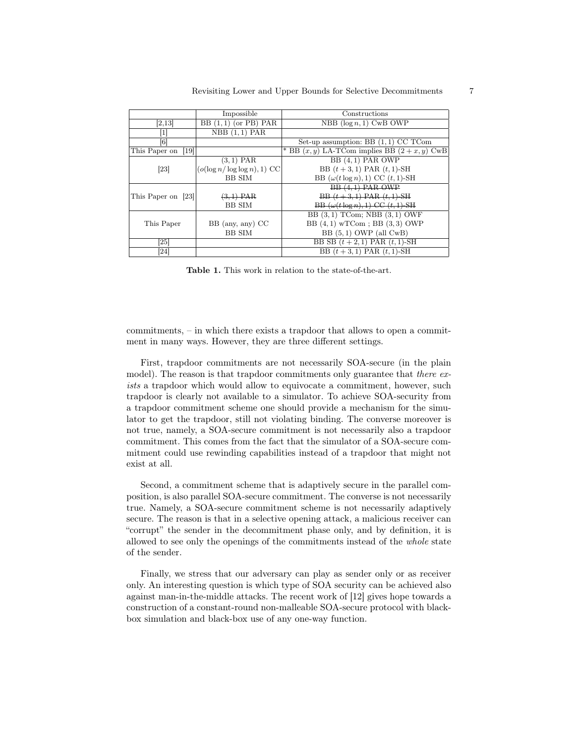| | Impossible | Constructions |
|---|---|---|
| [2,13] | BB $(1,1)$ (or PB) PAR | NBB $(\log n, 1)$ CwB OWP |
| [1] | NBB $(1,1)$ PAR | |
| [6] | | Set-up assumption: BB $(1,1)$ CC TCom |
| This Paper on [19] | | * BB $(x, y)$ LA-TCom implies BB $(2+x, y)$ CwB |
| [23] | $(3,1)$ PAR | BB $(4,1)$ PAR OWP |
| | $(o(\log n/\log\log n), 1)$ CC | BB $(t+3, 1)$ PAR $(t,1)$-SH |
| | BB SIM | BB $(\omega(t \log n), 1)$ CC $(t,1)$-SH |
| This Paper on [23] | ~~$(3,1)$ PAR~~ | ~~BB $(4,1)$ PAR OWP~~ |
| | BB SIM | ~~BB $(t+3, 1)$ PAR $(t,1)$-SH~~ |
| | | ~~BB $(\omega(t \log n), 1)$ CC $(t,1)$-SH~~ |
| This Paper | BB (any, any) CC | BB $(3,1)$ TCom; NBB $(3,1)$ OWF |
| | BB SIM | BB $(4,1)$ wTCom ; BB $(3,3)$ OWP |
| | | BB $(5,1)$ OWP (all CwB) |
| [25] | | BB SB $(t+2, 1)$ PAR $(t,1)$-SH |
| [24] | | BB $(t+3, 1)$ PAR $(t,1)$-SH |

**Table 1.** This work in relation to the state-of-the-art.

commitments, – in which there exists a trapdoor that allows to open a commitment in many ways. However, they are three different settings.

First, trapdoor commitments are not necessarily SOA-secure (in the plain model). The reason is that trapdoor commitments only guarantee that *there exists* a trapdoor which would allow to equivocate a commitment, however, such trapdoor is clearly not available to a simulator. To achieve SOA-security from a trapdoor commitment scheme one should provide a mechanism for the simulator to get the trapdoor, still not violating binding. The converse moreover is not true, namely, a SOA-secure commitment is not necessarily also a trapdoor commitment. This comes from the fact that the simulator of a SOA-secure commitment could use rewinding capabilities instead of a trapdoor that might not exist at all.

Second, a commitment scheme that is adaptively secure in the parallel composition, is also parallel SOA-secure commitment. The converse is not necessarily true. Namely, a SOA-secure commitment scheme is not necessarily adaptively secure. The reason is that in a selective opening attack, a malicious receiver can "corrupt" the sender in the decommitment phase only, and by definition, it is allowed to see only the openings of the commitments instead of the *whole* state of the sender.

Finally, we stress that our adversary can play as sender only or as receiver only. An interesting question is which type of SOA security can be achieved also against man-in-the-middle attacks. The recent work of [12] gives hope towards a construction of a constant-round non-malleable SOA-secure protocol with black-box simulation and black-box use of any one-way function.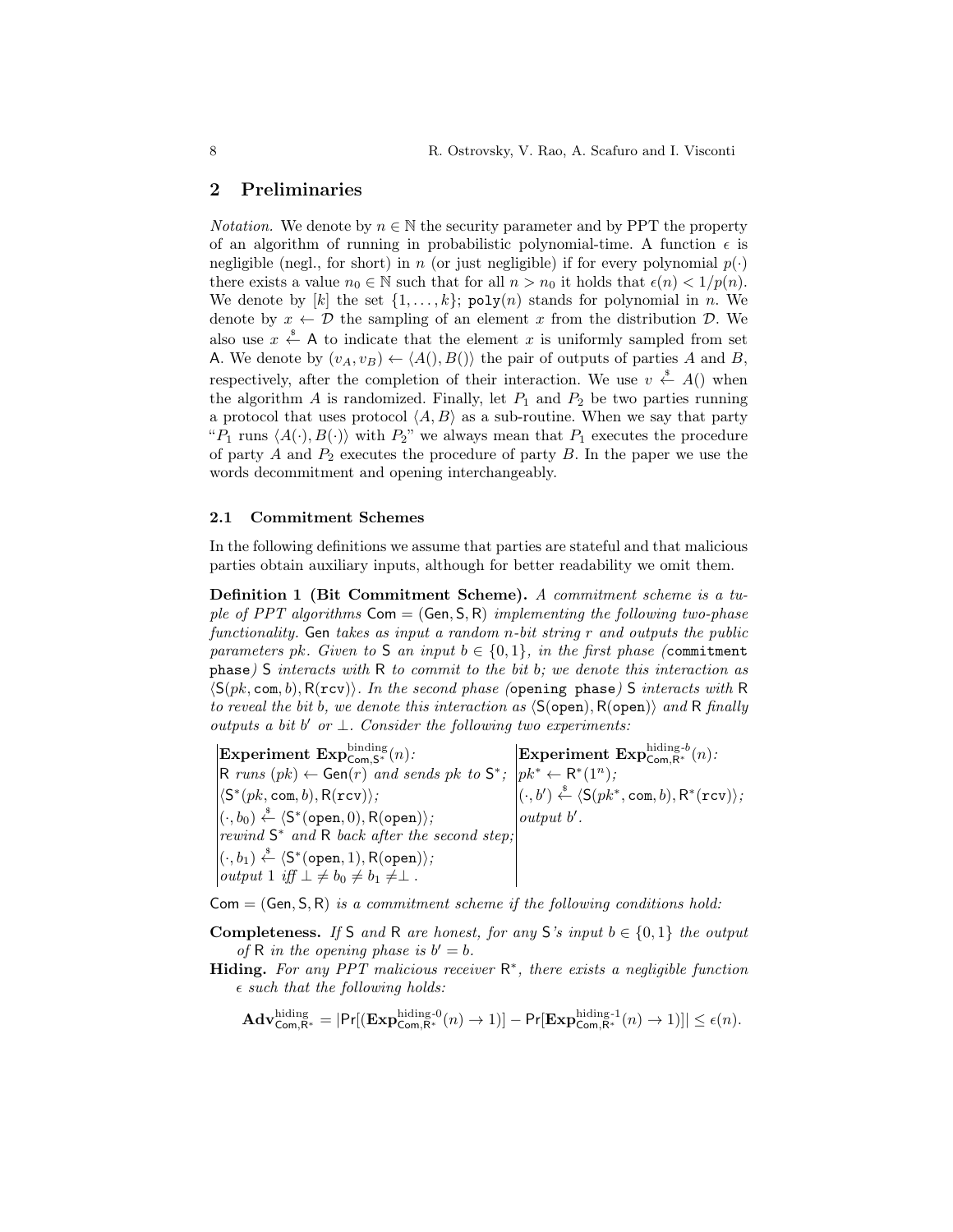## 2 Preliminaries

*Notation.* We denote by $n \in \mathbb{N}$ the security parameter and by PPT the property of an algorithm of running in probabilistic polynomial-time. A function $\epsilon$ is negligible (negl., for short) in $n$ (or just negligible) if for every polynomial $p(\cdot)$ there exists a value $n_0 \in \mathbb{N}$ such that for all $n > n_0$ it holds that $\epsilon(n) < 1/p(n)$. We denote by $[k]$ the set $\{1, \ldots, k\}$; $\texttt{poly}(n)$ stands for polynomial in $n$. We denote by $x \leftarrow \mathcal{D}$ the sampling of an element $x$ from the distribution $\mathcal{D}$. We also use $x \xleftarrow{\$} \mathsf{A}$ to indicate that the element $x$ is uniformly sampled from set $\mathsf{A}$. We denote by $(v_A, v_B) \leftarrow \langle A(), B() \rangle$ the pair of outputs of parties $A$ and $B$, respectively, after the completion of their interaction. We use $v \xleftarrow{\$} A()$ when the algorithm $A$ is randomized. Finally, let $P_1$ and $P_2$ be two parties running a protocol that uses protocol $\langle A, B \rangle$ as a sub-routine. When we say that party "$P_1$ runs $\langle A(\cdot), B(\cdot) \rangle$ with $P_2$" we always mean that $P_1$ executes the procedure of party $A$ and $P_2$ executes the procedure of party $B$. In the paper we use the words decommitment and opening interchangeably.

### 2.1 Commitment Schemes

In the following definitions we assume that parties are stateful and that malicious parties obtain auxiliary inputs, although for better readability we omit them.

**Definition 1 (Bit Commitment Scheme).** *A commitment scheme is a tuple of PPT algorithms $\mathsf{Com} = (\mathsf{Gen}, \mathsf{S}, \mathsf{R})$ implementing the following two-phase functionality. $\mathsf{Gen}$ takes as input a random $n$-bit string $r$ and outputs the public parameters $pk$. Given to $\mathsf{S}$ an input $b \in \{0, 1\}$, in the first phase (`commitment phase`) $\mathsf{S}$ interacts with $\mathsf{R}$ to commit to the bit $b$; we denote this interaction as $\langle \mathsf{S}(pk, \mathtt{com}, b), \mathsf{R}(\mathtt{rcv}) \rangle$. In the second phase (`opening phase`) $\mathsf{S}$ interacts with $\mathsf{R}$ to reveal the bit $b$, we denote this interaction as $\langle \mathsf{S}(\mathtt{open}), \mathsf{R}(\mathtt{open}) \rangle$ and $\mathsf{R}$ finally outputs a bit $b'$ or $\perp$. Consider the following two experiments:*

| **Experiment** $\mathbf{Exp}^{\text{binding}}_{\mathsf{Com},\mathsf{S}^*}(n)$: | **Experiment** $\mathbf{Exp}^{\text{hiding-}b}_{\mathsf{Com},\mathsf{R}^*}(n)$: |
|---|---|
| $\mathsf{R}$ *runs* $(pk) \leftarrow \mathsf{Gen}(r)$ *and sends* $pk$ *to* $\mathsf{S}^*$; | $pk^* \leftarrow \mathsf{R}^*(1^n)$; |
| $\langle \mathsf{S}^*(pk, \mathtt{com}, b), \mathsf{R}(\mathtt{rcv}) \rangle$; | $(\cdot, b') \xleftarrow{\$} \langle \mathsf{S}(pk^*, \mathtt{com}, b), \mathsf{R}^*(\mathtt{rcv}) \rangle$; |
| $(\cdot, b_0) \xleftarrow{\$} \langle \mathsf{S}^*(\mathtt{open}, 0), \mathsf{R}(\mathtt{open}) \rangle$; | *output* $b'$. |
| *rewind* $\mathsf{S}^*$ *and* $\mathsf{R}$ *back after the second step;* | |
| $(\cdot, b_1) \xleftarrow{\$} \langle \mathsf{S}^*(\mathtt{open}, 1), \mathsf{R}(\mathtt{open}) \rangle$; | |
| *output 1 iff* $\perp \neq b_0 \neq b_1 \neq \perp$. | |

$\mathsf{Com} = (\mathsf{Gen}, \mathsf{S}, \mathsf{R})$ *is a commitment scheme if the following conditions hold:*

**Completeness.** *If $\mathsf{S}$ and $\mathsf{R}$ are honest, for any $\mathsf{S}$'s input $b \in \{0, 1\}$ the output of $\mathsf{R}$ in the opening phase is $b' = b$.*

**Hiding.** *For any PPT malicious receiver $\mathsf{R}^*$, there exists a negligible function $\epsilon$ such that the following holds:*

$$\mathbf{Adv}^{\text{hiding}}_{\mathsf{Com},\mathsf{R}^*} = |\Pr[(\mathbf{Exp}^{\text{hiding-0}}_{\mathsf{Com},\mathsf{R}^*}(n) \rightarrow 1)] - \Pr[\mathbf{Exp}^{\text{hiding-1}}_{\mathsf{Com},\mathsf{R}^*}(n) \rightarrow 1)]| \leq \epsilon(n).$$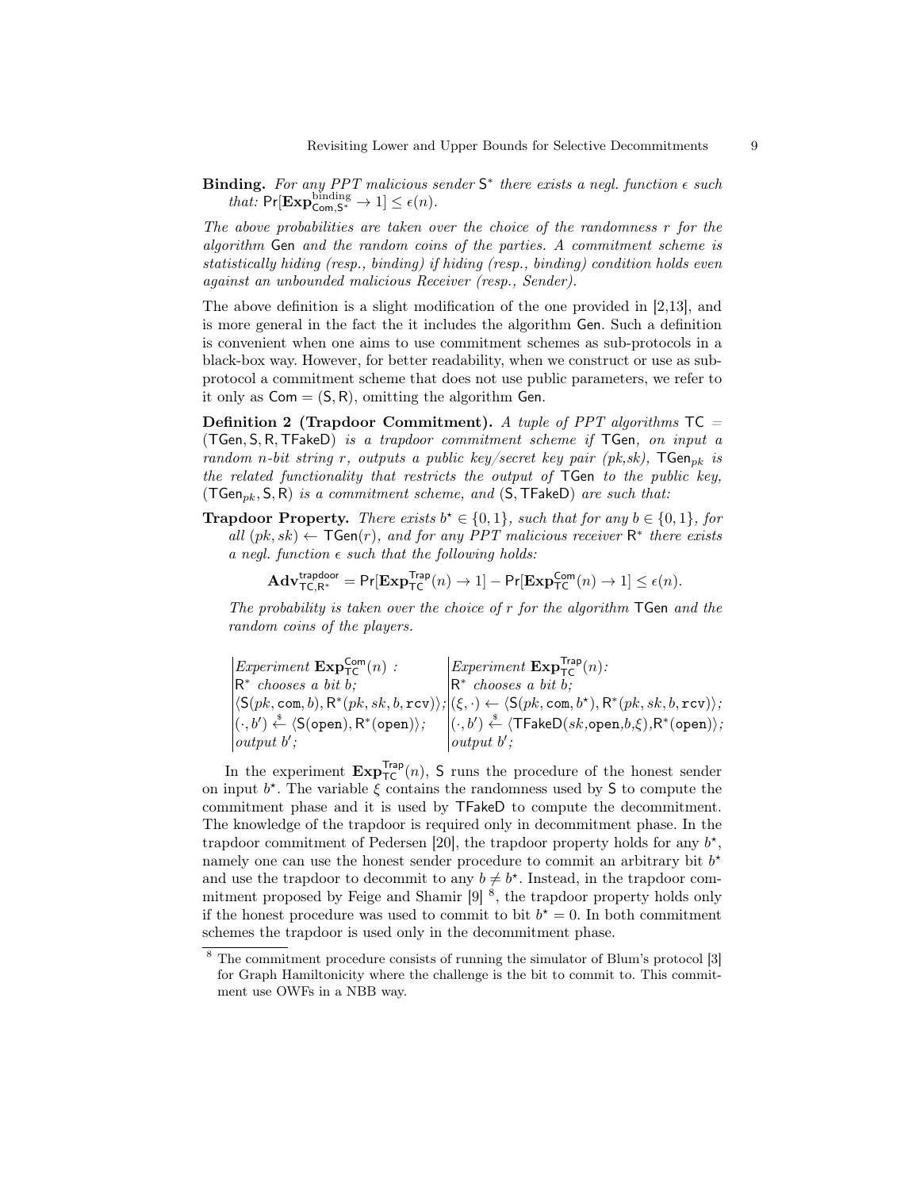**Binding.** *For any PPT malicious sender* $\mathsf{S}^*$ *there exists a negl. function* $\epsilon$ *such that:* $\Pr[\mathbf{Exp}^{\text{binding}}_{\mathsf{Com},\mathsf{S}^*} \to 1] \leq \epsilon(n)$.

*The above probabilities are taken over the choice of the randomness* $r$ *for the algorithm* Gen *and the random coins of the parties. A commitment scheme is statistically hiding (resp., binding) if hiding (resp., binding) condition holds even against an unbounded malicious Receiver (resp., Sender).*

The above definition is a slight modification of the one provided in [2,13], and is more general in the fact the it includes the algorithm Gen. Such a definition is convenient when one aims to use commitment schemes as sub-protocols in a black-box way. However, for better readability, when we construct or use as sub-protocol a commitment scheme that does not use public parameters, we refer to it only as $\mathsf{Com} = (\mathsf{S}, \mathsf{R})$, omitting the algorithm Gen.

**Definition 2 (Trapdoor Commitment).** *A tuple of PPT algorithms* $\mathsf{TC} = (\mathsf{TGen}, \mathsf{S}, \mathsf{R}, \mathsf{TFakeD})$ *is a trapdoor commitment scheme if* TGen*, on input a random n-bit string* $r$*, outputs a public key/secret key pair (pk,sk),* $\mathsf{TGen}_{pk}$ *is the related functionality that restricts the output of* TGen *to the public key,* $(\mathsf{TGen}_{pk}, \mathsf{S}, \mathsf{R})$ *is a commitment scheme, and* $(\mathsf{S}, \mathsf{TFakeD})$ *are such that:*

**Trapdoor Property.** *There exists* $b^\star \in \{0,1\}$*, such that for any* $b \in \{0,1\}$*, for all* $(pk, sk) \leftarrow \mathsf{TGen}(r)$*, and for any PPT malicious receiver* $\mathsf{R}^*$ *there exists a negl. function* $\epsilon$ *such that the following holds:*

$$\mathbf{Adv}^{\mathsf{trapdoor}}_{\mathsf{TC},\mathsf{R}^*} = \Pr[\mathbf{Exp}^{\mathsf{Trap}}_{\mathsf{TC}}(n) \to 1] - \Pr[\mathbf{Exp}^{\mathsf{Com}}_{\mathsf{TC}}(n) \to 1] \leq \epsilon(n).$$

*The probability is taken over the choice of* $r$ *for the algorithm* TGen *and the random coins of the players.*

| *Experiment* $\mathbf{Exp}^{\mathsf{Com}}_{\mathsf{TC}}(n)$ : | *Experiment* $\mathbf{Exp}^{\mathsf{Trap}}_{\mathsf{TC}}(n)$: |
|---|---|
| $\mathsf{R}^*$ *chooses a bit* $b$; | $\mathsf{R}^*$ *chooses a bit* $b$; |
| $\langle \mathsf{S}(pk, \mathtt{com}, b), \mathsf{R}^*(pk, sk, b, \mathtt{rcv})\rangle$; | $(\xi, \cdot) \leftarrow \langle \mathsf{S}(pk, \mathtt{com}, b^\star), \mathsf{R}^*(pk, sk, b, \mathtt{rcv})\rangle$; |
| $(\cdot, b') \xleftarrow{\$} \langle \mathsf{S}(\mathtt{open}), \mathsf{R}^*(\mathtt{open})\rangle$; | $(\cdot, b') \xleftarrow{\$} \langle \mathsf{TFakeD}(sk, \mathtt{open}, b, \xi), \mathsf{R}^*(\mathtt{open})\rangle$; |
| *output* $b'$; | *output* $b'$; |

In the experiment $\mathbf{Exp}^{\mathsf{Trap}}_{\mathsf{TC}}(n)$, S runs the procedure of the honest sender on input $b^\star$. The variable $\xi$ contains the randomness used by S to compute the commitment phase and it is used by TFakeD to compute the decommitment. The knowledge of the trapdoor is required only in decommitment phase. In the trapdoor commitment of Pedersen [20], the trapdoor property holds for any $b^\star$, namely one can use the honest sender procedure to commit an arbitrary bit $b^\star$ and use the trapdoor to decommit to any $b \neq b^\star$. Instead, in the trapdoor commitment proposed by Feige and Shamir [9] [8], the trapdoor property holds only if the honest procedure was used to commit to bit $b^\star = 0$. In both commitment schemes the trapdoor is used only in the decommitment phase.

[8] The commitment procedure consists of running the simulator of Blum's protocol [3] for Graph Hamiltonicity where the challenge is the bit to commit to. This commitment use OWFs in a NBB way.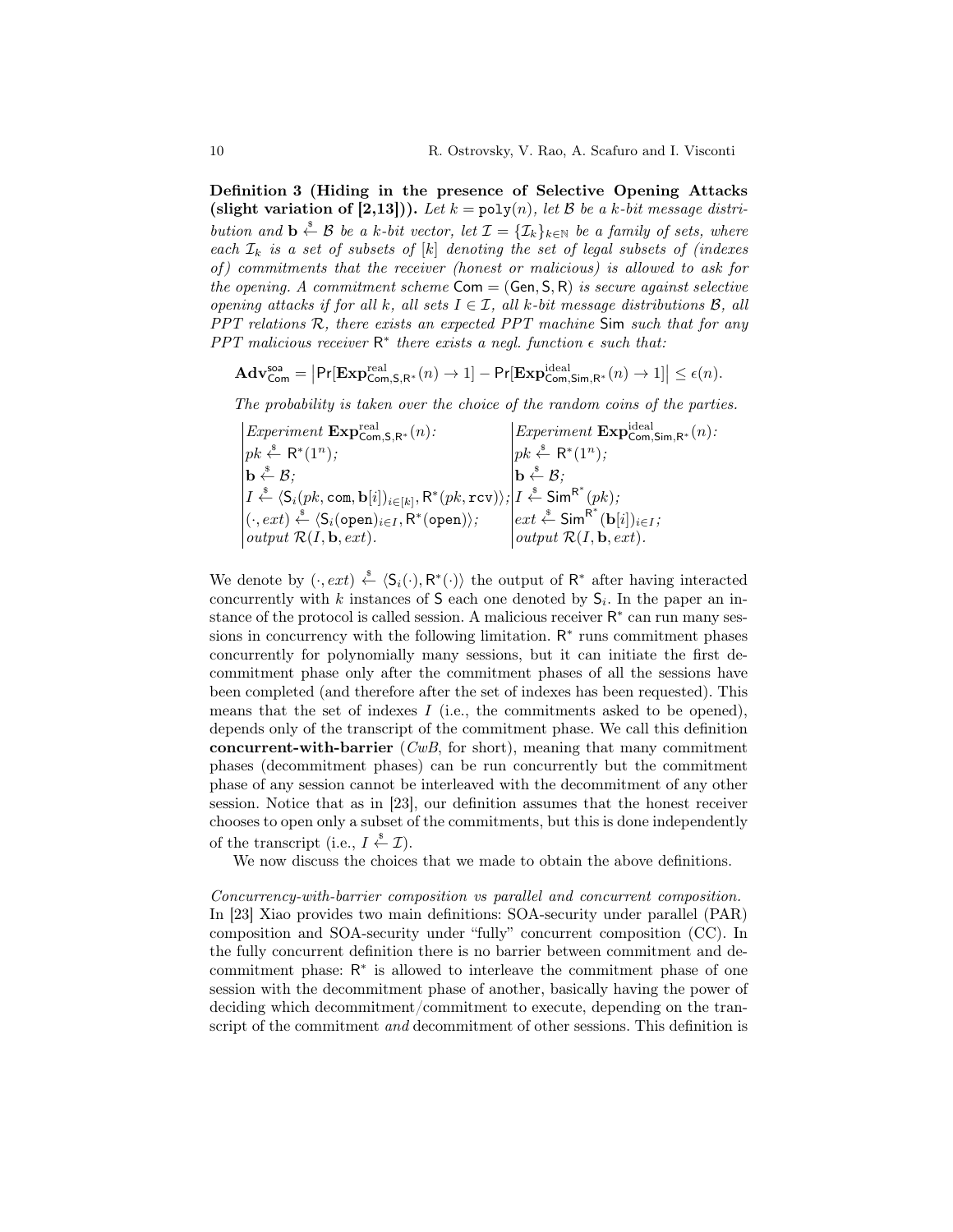**Definition 3 (Hiding in the presence of Selective Opening Attacks (slight variation of [2,13])).** *Let $k = \texttt{poly}(n)$, let $\mathcal{B}$ be a $k$-bit message distribution and $\mathbf{b} \xleftarrow{\$} \mathcal{B}$ be a $k$-bit vector, let $\mathcal{I} = \{\mathcal{I}_k\}_{k\in\mathbb{N}}$ be a family of sets, where each $\mathcal{I}_k$ is a set of subsets of $[k]$ denoting the set of legal subsets of (indexes of) commitments that the receiver (honest or malicious) is allowed to ask for the opening. A commitment scheme $\mathsf{Com} = (\mathsf{Gen}, \mathsf{S}, \mathsf{R})$ is secure against selective opening attacks if for all $k$, all sets $I \in \mathcal{I}$, all $k$-bit message distributions $\mathcal{B}$, all PPT relations $\mathcal{R}$, there exists an expected PPT machine $\mathsf{Sim}$ such that for any PPT malicious receiver $\mathsf{R}^*$ there exists a negl. function $\epsilon$ such that:*

$$\mathbf{Adv}^{\mathsf{soa}}_{\mathsf{Com}} = \left|\Pr[\mathbf{Exp}^{\mathrm{real}}_{\mathsf{Com},\mathsf{S},\mathsf{R}^*}(n) \to 1] - \Pr[\mathbf{Exp}^{\mathrm{ideal}}_{\mathsf{Com},\mathsf{Sim},\mathsf{R}^*}(n) \to 1]\right| \leq \epsilon(n).$$

*The probability is taken over the choice of the random coins of the parties.*

| *Experiment* $\mathbf{Exp}^{\mathrm{real}}_{\mathsf{Com},\mathsf{S},\mathsf{R}^*}(n)$: | *Experiment* $\mathbf{Exp}^{\mathrm{ideal}}_{\mathsf{Com},\mathsf{Sim},\mathsf{R}^*}(n)$: |
|---|---|
| $pk \xleftarrow{\$} \mathsf{R}^*(1^n)$; | $pk \xleftarrow{\$} \mathsf{R}^*(1^n)$; |
| $\mathbf{b} \xleftarrow{\$} \mathcal{B}$; | $\mathbf{b} \xleftarrow{\$} \mathcal{B}$; |
| $I \xleftarrow{\$} \langle \mathsf{S}_i(pk, \texttt{com}, \mathbf{b}[i])_{i\in[k]}, \mathsf{R}^*(pk, \texttt{rcv})\rangle$; | $I \xleftarrow{\$} \mathsf{Sim}^{\mathsf{R}^*}(pk)$; |
| $(\cdot, ext) \xleftarrow{\$} \langle \mathsf{S}_i(\texttt{open})_{i\in I}, \mathsf{R}^*(\texttt{open})\rangle$; | $ext \xleftarrow{\$} \mathsf{Sim}^{\mathsf{R}^*}(\mathbf{b}[i])_{i\in I}$; |
| *output* $\mathcal{R}(I, \mathbf{b}, ext)$. | *output* $\mathcal{R}(I, \mathbf{b}, ext)$. |

We denote by $(\cdot, ext) \xleftarrow{\$} \langle \mathsf{S}_i(\cdot), \mathsf{R}^*(\cdot)\rangle$ the output of $\mathsf{R}^*$ after having interacted concurrently with $k$ instances of $\mathsf{S}$ each one denoted by $\mathsf{S}_i$. In the paper an instance of the protocol is called session. A malicious receiver $\mathsf{R}^*$ can run many sessions in concurrency with the following limitation. $\mathsf{R}^*$ runs commitment phases concurrently for polynomially many sessions, but it can initiate the first decommitment phase only after the commitment phases of all the sessions have been completed (and therefore after the set of indexes has been requested). This means that the set of indexes $I$ (i.e., the commitments asked to be opened), depends only of the transcript of the commitment phase. We call this definition **concurrent-with-barrier** (*CwB*, for short), meaning that many commitment phases (decommitment phases) can be run concurrently but the commitment phase of any session cannot be interleaved with the decommitment of any other session. Notice that as in [23], our definition assumes that the honest receiver chooses to open only a subset of the commitments, but this is done independently of the transcript (i.e., $I \xleftarrow{\$} \mathcal{I}$).

We now discuss the choices that we made to obtain the above definitions.

*Concurrency-with-barrier composition vs parallel and concurrent composition.* In [23] Xiao provides two main definitions: SOA-security under parallel (PAR) composition and SOA-security under "fully" concurrent composition (CC). In the fully concurrent definition there is no barrier between commitment and decommitment phase: $\mathsf{R}^*$ is allowed to interleave the commitment phase of one session with the decommitment phase of another, basically having the power of deciding which decommitment/commitment to execute, depending on the transcript of the commitment *and* decommitment of other sessions. This definition is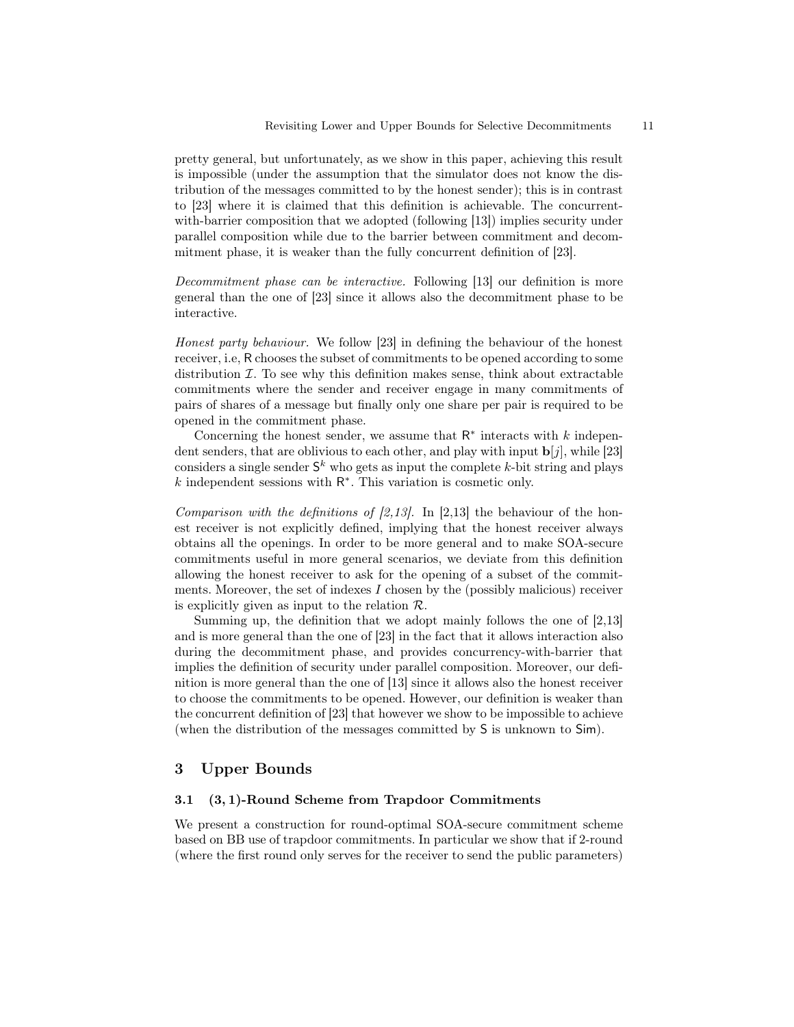pretty general, but unfortunately, as we show in this paper, achieving this result is impossible (under the assumption that the simulator does not know the distribution of the messages committed to by the honest sender); this is in contrast to [23] where it is claimed that this definition is achievable. The concurrent-with-barrier composition that we adopted (following [13]) implies security under parallel composition while due to the barrier between commitment and decommitment phase, it is weaker than the fully concurrent definition of [23].

*Decommitment phase can be interactive.* Following [13] our definition is more general than the one of [23] since it allows also the decommitment phase to be interactive.

*Honest party behaviour.* We follow [23] in defining the behaviour of the honest receiver, i.e, R chooses the subset of commitments to be opened according to some distribution $\mathcal{I}$. To see why this definition makes sense, think about extractable commitments where the sender and receiver engage in many commitments of pairs of shares of a message but finally only one share per pair is required to be opened in the commitment phase.

Concerning the honest sender, we assume that $\mathsf{R}^*$ interacts with $k$ independent senders, that are oblivious to each other, and play with input $\mathbf{b}[j]$, while [23] considers a single sender $\mathsf{S}^k$ who gets as input the complete $k$-bit string and plays $k$ independent sessions with $\mathsf{R}^*$. This variation is cosmetic only.

*Comparison with the definitions of [2,13].* In [2,13] the behaviour of the honest receiver is not explicitly defined, implying that the honest receiver always obtains all the openings. In order to be more general and to make SOA-secure commitments useful in more general scenarios, we deviate from this definition allowing the honest receiver to ask for the opening of a subset of the commitments. Moreover, the set of indexes $I$ chosen by the (possibly malicious) receiver is explicitly given as input to the relation $\mathcal{R}$.

Summing up, the definition that we adopt mainly follows the one of [2,13] and is more general than the one of [23] in the fact that it allows interaction also during the decommitment phase, and provides concurrency-with-barrier that implies the definition of security under parallel composition. Moreover, our definition is more general than the one of [13] since it allows also the honest receiver to choose the commitments to be opened. However, our definition is weaker than the concurrent definition of [23] that however we show to be impossible to achieve (when the distribution of the messages committed by S is unknown to Sim).

# 3 Upper Bounds

## 3.1 $(3, 1)$-Round Scheme from Trapdoor Commitments

We present a construction for round-optimal SOA-secure commitment scheme based on BB use of trapdoor commitments. In particular we show that if 2-round (where the first round only serves for the receiver to send the public parameters)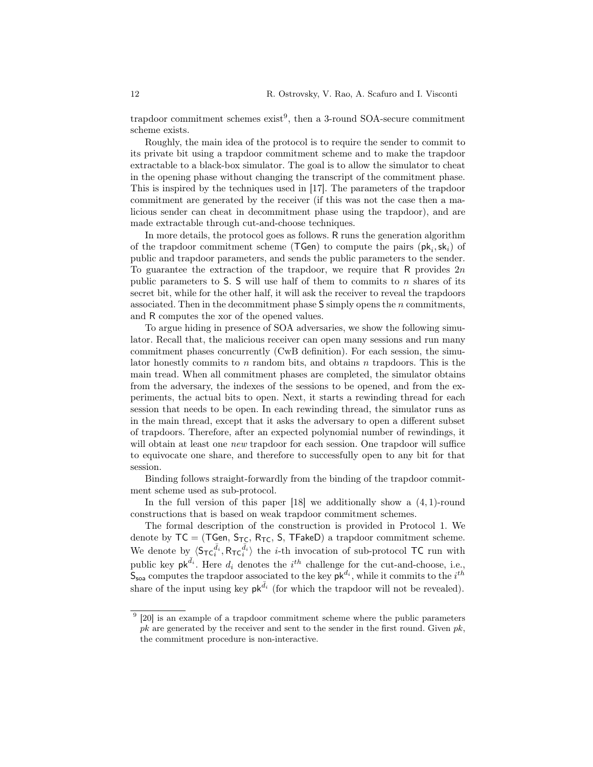trapdoor commitment schemes exist[9], then a 3-round SOA-secure commitment scheme exists.

Roughly, the main idea of the protocol is to require the sender to commit to its private bit using a trapdoor commitment scheme and to make the trapdoor extractable to a black-box simulator. The goal is to allow the simulator to cheat in the opening phase without changing the transcript of the commitment phase. This is inspired by the techniques used in [17]. The parameters of the trapdoor commitment are generated by the receiver (if this was not the case then a malicious sender can cheat in decommitment phase using the trapdoor), and are made extractable through cut-and-choose techniques.

In more details, the protocol goes as follows. R runs the generation algorithm of the trapdoor commitment scheme (TGen) to compute the pairs $(\mathsf{pk}_i, \mathsf{sk}_i)$ of public and trapdoor parameters, and sends the public parameters to the sender. To guarantee the extraction of the trapdoor, we require that R provides $2n$ public parameters to S. S will use half of them to commits to $n$ shares of its secret bit, while for the other half, it will ask the receiver to reveal the trapdoors associated. Then in the decommitment phase S simply opens the $n$ commitments, and R computes the xor of the opened values.

To argue hiding in presence of SOA adversaries, we show the following simulator. Recall that, the malicious receiver can open many sessions and run many commitment phases concurrently (CwB definition). For each session, the simulator honestly commits to $n$ random bits, and obtains $n$ trapdoors. This is the main tread. When all commitment phases are completed, the simulator obtains from the adversary, the indexes of the sessions to be opened, and from the experiments, the actual bits to open. Next, it starts a rewinding thread for each session that needs to be open. In each rewinding thread, the simulator runs as in the main thread, except that it asks the adversary to open a different subset of trapdoors. Therefore, after an expected polynomial number of rewindings, it will obtain at least one *new* trapdoor for each session. One trapdoor will suffice to equivocate one share, and therefore to successfully open to any bit for that session.

Binding follows straight-forwardly from the binding of the trapdoor commitment scheme used as sub-protocol.

In the full version of this paper [18] we additionally show a $(4, 1)$-round constructions that is based on weak trapdoor commitment schemes.

The formal description of the construction is provided in Protocol 1. We denote by $\mathsf{TC} = (\mathsf{TGen}, \mathsf{S}_{\mathsf{TC}}, \mathsf{R}_{\mathsf{TC}}, \mathsf{S}, \mathsf{TFakeD})$ a trapdoor commitment scheme. We denote by $\langle {\mathsf{S}_{\mathsf{TC}}}_i^{\bar{d}_i}, {\mathsf{R}_{\mathsf{TC}}}_i^{\bar{d}_i} \rangle$ the $i$-th invocation of sub-protocol TC run with public key $\mathsf{pk}^{\bar{d}_i}$. Here $d_i$ denotes the $i^{th}$ challenge for the cut-and-choose, i.e., $\mathsf{S}_{\mathsf{soa}}$ computes the trapdoor associated to the key $\mathsf{pk}^{d_i}$, while it commits to the $i^{th}$ share of the input using key $\mathsf{pk}^{\bar{d}_i}$ (for which the trapdoor will not be revealed).

[9] [20] is an example of a trapdoor commitment scheme where the public parameters $pk$ are generated by the receiver and sent to the sender in the first round. Given $pk$, the commitment procedure is non-interactive.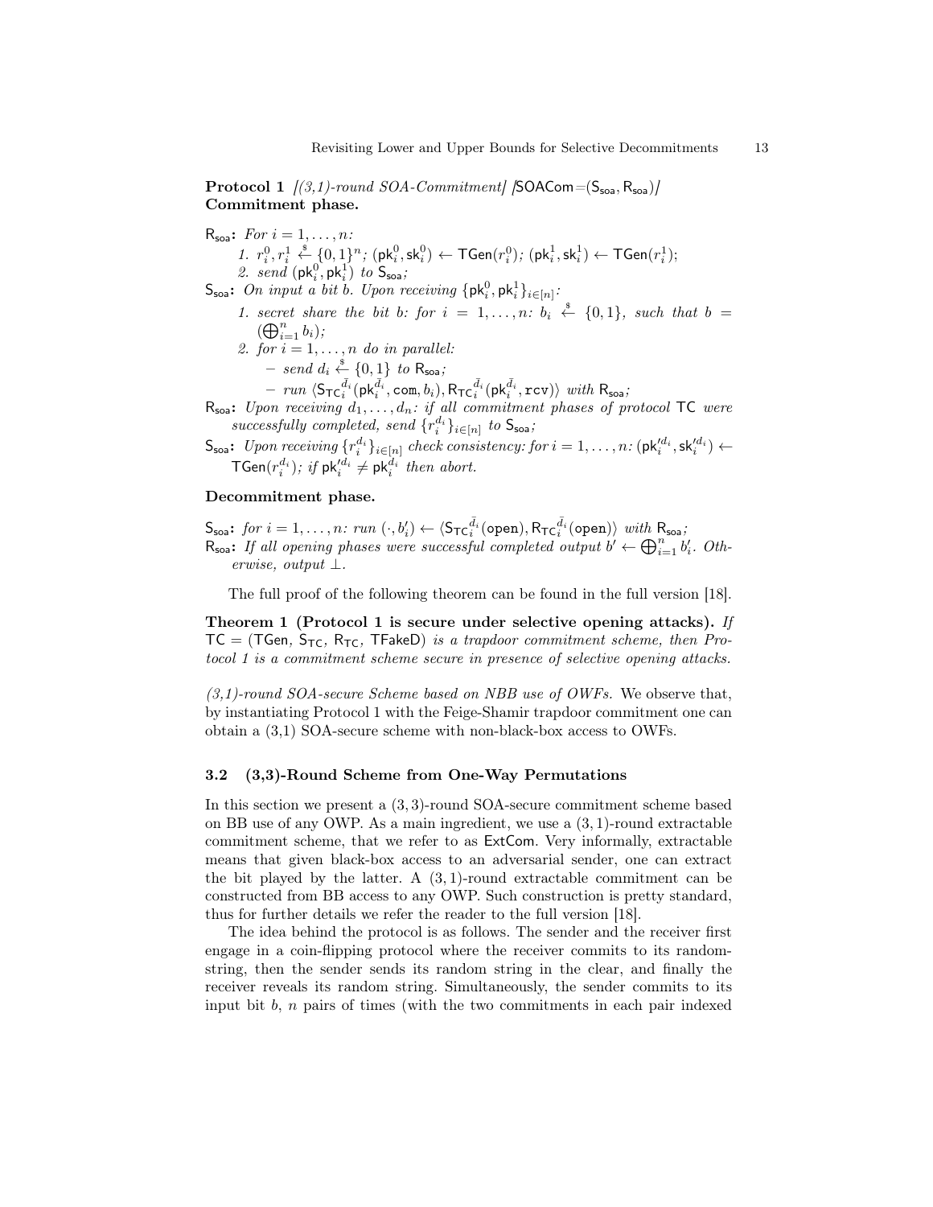**Protocol 1** *[(3,1)-round SOA-Commitment]* *[*$\mathsf{SOACom}=(\mathsf{S_{soa}}, \mathsf{R_{soa}})$*]*
**Commitment phase.**

$\mathsf{R_{soa}}$: *For* $i = 1, \ldots, n$*:*

1. $r_i^0, r_i^1 \xleftarrow{\$} \{0,1\}^n$; $(\mathsf{pk}_i^0, \mathsf{sk}_i^0) \leftarrow \mathsf{TGen}(r_i^0)$; $(\mathsf{pk}_i^1, \mathsf{sk}_i^1) \leftarrow \mathsf{TGen}(r_i^1)$;
2. *send* $(\mathsf{pk}_i^0, \mathsf{pk}_i^1)$ *to* $\mathsf{S_{soa}}$*;*

$\mathsf{S_{soa}}$: *On input a bit* $b$*. Upon receiving* $\{\mathsf{pk}_i^0, \mathsf{pk}_i^1\}_{i \in [n]}$*:*

1. *secret share the bit* $b$*: for* $i = 1, \ldots, n$*:* $b_i \xleftarrow{\$} \{0,1\}$*, such that* $b = (\bigoplus_{i=1}^n b_i)$*;*
2. *for* $i = 1, \ldots, n$ *do in parallel:*
   - *send* $d_i \xleftarrow{\$} \{0,1\}$ *to* $\mathsf{R_{soa}}$*;*
   - *run* $\langle \mathsf{S_{TC}}_i^{\bar{d}_i}(\mathsf{pk}_i^{\bar{d}_i}, \mathtt{com}, b_i), \mathsf{R_{TC}}_i^{\bar{d}_i}(\mathsf{pk}_i^{\bar{d}_i}, \mathtt{rcv})\rangle$ *with* $\mathsf{R_{soa}}$*;*

$\mathsf{R_{soa}}$: *Upon receiving* $d_1, \ldots, d_n$*: if all commitment phases of protocol* $\mathsf{TC}$ *were successfully completed, send* $\{r_i^{d_i}\}_{i \in [n]}$ *to* $\mathsf{S_{soa}}$*;*

$\mathsf{S_{soa}}$: *Upon receiving* $\{r_i^{d_i}\}_{i \in [n]}$ *check consistency: for* $i = 1, \ldots, n$*:* $(\mathsf{pk}_i'^{d_i}, \mathsf{sk}_i'^{d_i}) \leftarrow \mathsf{TGen}(r_i^{d_i})$*; if* $\mathsf{pk}_i'^{d_i} \neq \mathsf{pk}_i^{d_i}$ *then abort.*

**Decommitment phase.**

$\mathsf{S_{soa}}$: *for* $i = 1, \ldots, n$*: run* $(\cdot, b_i') \leftarrow \langle \mathsf{S_{TC}}_i^{\bar{d}_i}(\mathtt{open}), \mathsf{R_{TC}}_i^{\bar{d}_i}(\mathtt{open})\rangle$ *with* $\mathsf{R_{soa}}$*;*

$\mathsf{R_{soa}}$: *If all opening phases were successful completed output* $b' \leftarrow \bigoplus_{i=1}^n b_i'$*. Otherwise, output* $\perp$*.*

The full proof of the following theorem can be found in the full version [18].

**Theorem 1 (Protocol 1 is secure under selective opening attacks).** *If* $\mathsf{TC} = (\mathsf{TGen}, \mathsf{S_{TC}}, \mathsf{R_{TC}}, \mathsf{TFakeD})$ *is a trapdoor commitment scheme, then Protocol 1 is a commitment scheme secure in presence of selective opening attacks.*

*(3,1)-round SOA-secure Scheme based on NBB use of OWFs.* We observe that, by instantiating Protocol 1 with the Feige-Shamir trapdoor commitment one can obtain a (3,1) SOA-secure scheme with non-black-box access to OWFs.

### 3.2 (3,3)-Round Scheme from One-Way Permutations

In this section we present a $(3,3)$-round SOA-secure commitment scheme based on BB use of any OWP. As a main ingredient, we use a $(3,1)$-round extractable commitment scheme, that we refer to as $\mathsf{ExtCom}$. Very informally, extractable means that given black-box access to an adversarial sender, one can extract the bit played by the latter. A $(3,1)$-round extractable commitment can be constructed from BB access to any OWP. Such construction is pretty standard, thus for further details we refer the reader to the full version [18].

The idea behind the protocol is as follows. The sender and the receiver first engage in a coin-flipping protocol where the receiver commits to its random-string, then the sender sends its random string in the clear, and finally the receiver reveals its random string. Simultaneously, the sender commits to its input bit $b$, $n$ pairs of times (with the two commitments in each pair indexed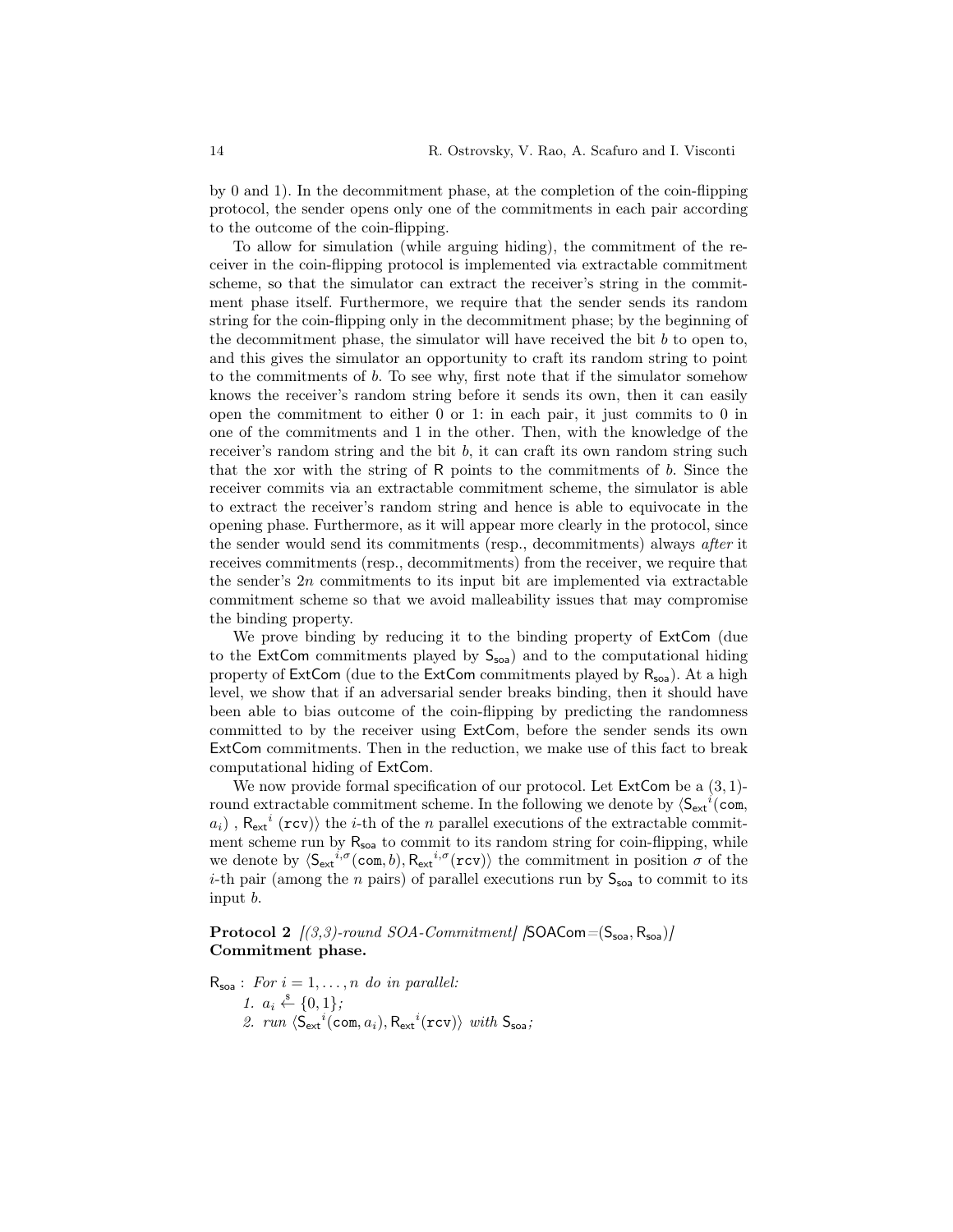by 0 and 1). In the decommitment phase, at the completion of the coin-flipping protocol, the sender opens only one of the commitments in each pair according to the outcome of the coin-flipping.

To allow for simulation (while arguing hiding), the commitment of the receiver in the coin-flipping protocol is implemented via extractable commitment scheme, so that the simulator can extract the receiver's string in the commitment phase itself. Furthermore, we require that the sender sends its random string for the coin-flipping only in the decommitment phase; by the beginning of the decommitment phase, the simulator will have received the bit $b$ to open to, and this gives the simulator an opportunity to craft its random string to point to the commitments of $b$. To see why, first note that if the simulator somehow knows the receiver's random string before it sends its own, then it can easily open the commitment to either 0 or 1: in each pair, it just commits to 0 in one of the commitments and 1 in the other. Then, with the knowledge of the receiver's random string and the bit $b$, it can craft its own random string such that the xor with the string of $\mathsf{R}$ points to the commitments of $b$. Since the receiver commits via an extractable commitment scheme, the simulator is able to extract the receiver's random string and hence is able to equivocate in the opening phase. Furthermore, as it will appear more clearly in the protocol, since the sender would send its commitments (resp., decommitments) always *after* it receives commitments (resp., decommitments) from the receiver, we require that the sender's $2n$ commitments to its input bit are implemented via extractable commitment scheme so that we avoid malleability issues that may compromise the binding property.

We prove binding by reducing it to the binding property of $\mathsf{ExtCom}$ (due to the $\mathsf{ExtCom}$ commitments played by $\mathsf{S_{soa}}$) and to the computational hiding property of $\mathsf{ExtCom}$ (due to the $\mathsf{ExtCom}$ commitments played by $\mathsf{R_{soa}}$). At a high level, we show that if an adversarial sender breaks binding, then it should have been able to bias outcome of the coin-flipping by predicting the randomness committed to by the receiver using $\mathsf{ExtCom}$, before the sender sends its own $\mathsf{ExtCom}$ commitments. Then in the reduction, we make use of this fact to break computational hiding of $\mathsf{ExtCom}$.

We now provide formal specification of our protocol. Let $\mathsf{ExtCom}$ be a $(3,1)$-round extractable commitment scheme. In the following we denote by $\langle {\mathsf{S_{ext}}}^i(\mathtt{com}, a_i)\ , {\mathsf{R_{ext}}}^i\ (\mathtt{rcv})\rangle$ the $i$-th of the $n$ parallel executions of the extractable commitment scheme run by $\mathsf{R_{soa}}$ to commit to its random string for coin-flipping, while we denote by $\langle {\mathsf{S_{ext}}}^{i,\sigma}(\mathtt{com}, b), {\mathsf{R_{ext}}}^{i,\sigma}(\mathtt{rcv})\rangle$ the commitment in position $\sigma$ of the $i$-th pair (among the $n$ pairs) of parallel executions run by $\mathsf{S_{soa}}$ to commit to its input $b$.

**Protocol 2** *[(3,3)-round SOA-Commitment]* *[*$\mathsf{SOACom}=(\mathsf{S_{soa}}, \mathsf{R_{soa}})$*]*
**Commitment phase.**

$\mathsf{R_{soa}}$ : *For* $i = 1, \ldots, n$ *do in parallel:*
  1. $a_i \xleftarrow{\$} \{0,1\}$;
  2. *run* $\langle {\mathsf{S_{ext}}}^i(\mathtt{com}, a_i), {\mathsf{R_{ext}}}^i(\mathtt{rcv})\rangle$ *with* $\mathsf{S_{soa}}$;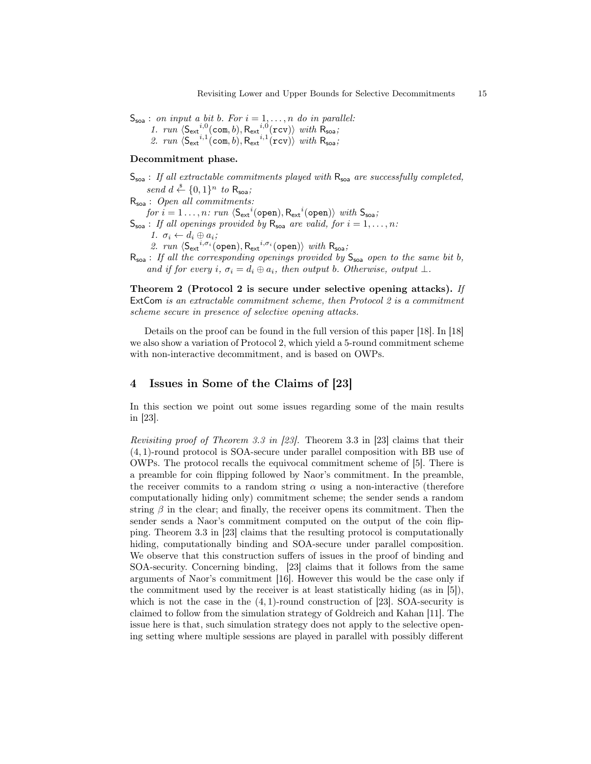$\mathsf{S}_{\mathsf{soa}}$ : *on input a bit b. For $i = 1, \ldots, n$ do in parallel:*

   *1. run $\langle {\mathsf{S}_{\mathsf{ext}}}^{i,0}(\mathtt{com}, b), {\mathsf{R}_{\mathsf{ext}}}^{i,0}(\mathtt{rcv})\rangle$ with $\mathsf{R}_{\mathsf{soa}}$;*

   *2. run $\langle {\mathsf{S}_{\mathsf{ext}}}^{i,1}(\mathtt{com}, b), {\mathsf{R}_{\mathsf{ext}}}^{i,1}(\mathtt{rcv})\rangle$ with $\mathsf{R}_{\mathsf{soa}}$;*

**Decommitment phase.**

$\mathsf{S}_{\mathsf{soa}}$ : *If all extractable commitments played with $\mathsf{R}_{\mathsf{soa}}$ are successfully completed, send $d \xleftarrow{\$} \{0,1\}^n$ to $\mathsf{R}_{\mathsf{soa}}$;*

$\mathsf{R}_{\mathsf{soa}}$ : *Open all commitments:*
   *for $i = 1 \ldots, n$: run $\langle {\mathsf{S}_{\mathsf{ext}}}^{i}(\mathtt{open}), {\mathsf{R}_{\mathsf{ext}}}^{i}(\mathtt{open})\rangle$ with $\mathsf{S}_{\mathsf{soa}}$;*

$\mathsf{S}_{\mathsf{soa}}$ : *If all openings provided by $\mathsf{R}_{\mathsf{soa}}$ are valid, for $i = 1, \ldots, n$:*

   *1. $\sigma_i \leftarrow d_i \oplus a_i$;*

   *2. run $\langle {\mathsf{S}_{\mathsf{ext}}}^{i,\sigma_i}(\mathtt{open}), {\mathsf{R}_{\mathsf{ext}}}^{i,\sigma_i}(\mathtt{open})\rangle$ with $\mathsf{R}_{\mathsf{soa}}$;*

$\mathsf{R}_{\mathsf{soa}}$ : *If all the corresponding openings provided by $\mathsf{S}_{\mathsf{soa}}$ open to the same bit b, and if for every i, $\sigma_i = d_i \oplus a_i$, then output b. Otherwise, output $\perp$.*

**Theorem 2 (Protocol 2 is secure under selective opening attacks).** *If* ExtCom *is an extractable commitment scheme, then Protocol 2 is a commitment scheme secure in presence of selective opening attacks.*

Details on the proof can be found in the full version of this paper [18]. In [18] we also show a variation of Protocol 2, which yield a 5-round commitment scheme with non-interactive decommitment, and is based on OWPs.

## 4 Issues in Some of the Claims of [23]

In this section we point out some issues regarding some of the main results in [23].

*Revisiting proof of Theorem 3.3 in [23].* Theorem 3.3 in [23] claims that their $(4,1)$-round protocol is SOA-secure under parallel composition with BB use of OWPs. The protocol recalls the equivocal commitment scheme of [5]. There is a preamble for coin flipping followed by Naor's commitment. In the preamble, the receiver commits to a random string $\alpha$ using a non-interactive (therefore computationally hiding only) commitment scheme; the sender sends a random string $\beta$ in the clear; and finally, the receiver opens its commitment. Then the sender sends a Naor's commitment computed on the output of the coin flipping. Theorem 3.3 in [23] claims that the resulting protocol is computationally hiding, computationally binding and SOA-secure under parallel composition. We observe that this construction suffers of issues in the proof of binding and SOA-security. Concerning binding, [23] claims that it follows from the same arguments of Naor's commitment [16]. However this would be the case only if the commitment used by the receiver is at least statistically hiding (as in [5]), which is not the case in the $(4,1)$-round construction of [23]. SOA-security is claimed to follow from the simulation strategy of Goldreich and Kahan [11]. The issue here is that, such simulation strategy does not apply to the selective opening setting where multiple sessions are played in parallel with possibly different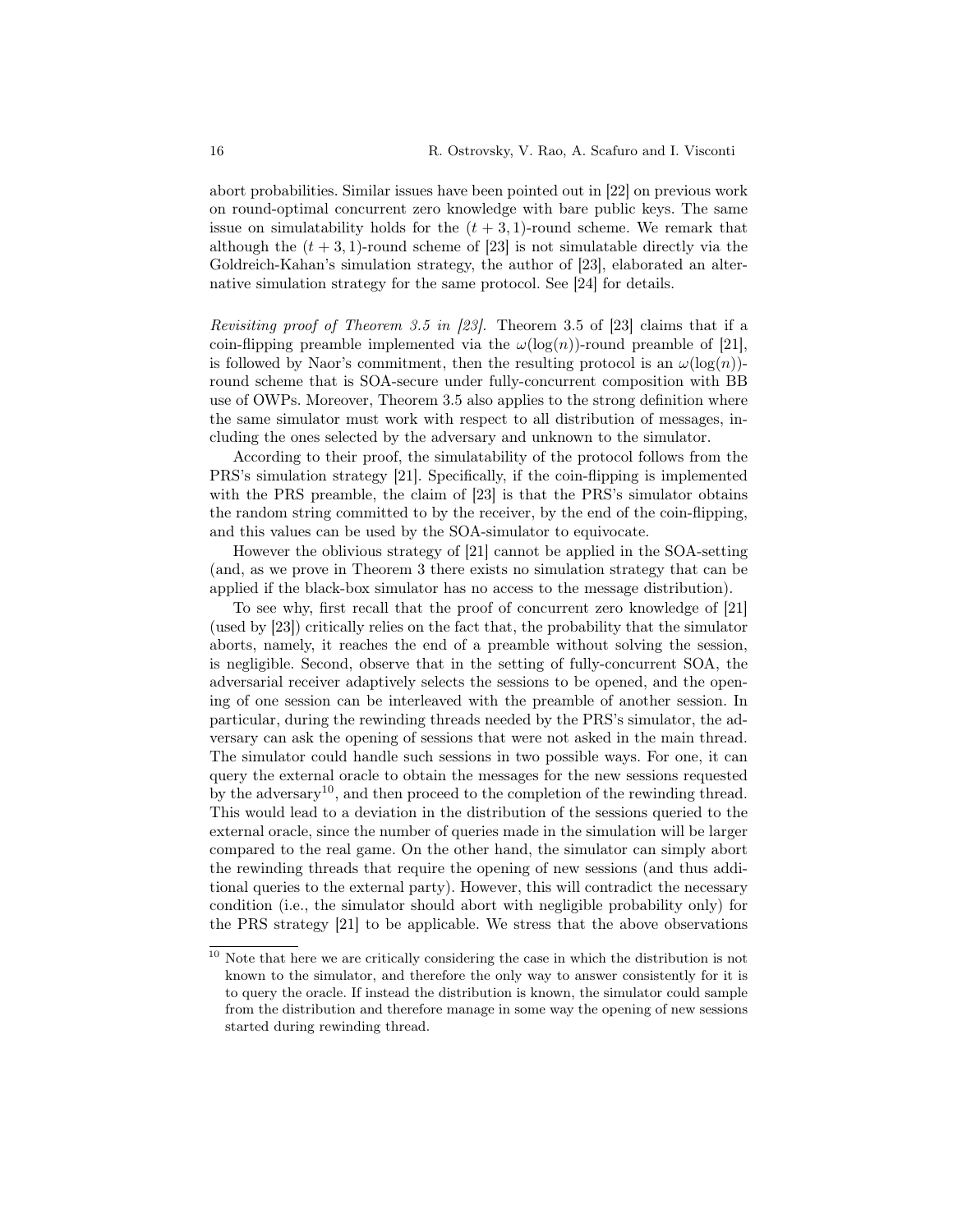abort probabilities. Similar issues have been pointed out in [22] on previous work on round-optimal concurrent zero knowledge with bare public keys. The same issue on simulatability holds for the $(t+3,1)$-round scheme. We remark that although the $(t+3,1)$-round scheme of [23] is not simulatable directly via the Goldreich-Kahan's simulation strategy, the author of [23], elaborated an alternative simulation strategy for the same protocol. See [24] for details.

*Revisiting proof of Theorem 3.5 in [23].* Theorem 3.5 of [23] claims that if a coin-flipping preamble implemented via the $\omega(\log(n))$-round preamble of [21], is followed by Naor's commitment, then the resulting protocol is an $\omega(\log(n))$-round scheme that is SOA-secure under fully-concurrent composition with BB use of OWPs. Moreover, Theorem 3.5 also applies to the strong definition where the same simulator must work with respect to all distribution of messages, including the ones selected by the adversary and unknown to the simulator.

According to their proof, the simulatability of the protocol follows from the PRS's simulation strategy [21]. Specifically, if the coin-flipping is implemented with the PRS preamble, the claim of [23] is that the PRS's simulator obtains the random string committed to by the receiver, by the end of the coin-flipping, and this values can be used by the SOA-simulator to equivocate.

However the oblivious strategy of [21] cannot be applied in the SOA-setting (and, as we prove in Theorem 3 there exists no simulation strategy that can be applied if the black-box simulator has no access to the message distribution).

To see why, first recall that the proof of concurrent zero knowledge of [21] (used by [23]) critically relies on the fact that, the probability that the simulator aborts, namely, it reaches the end of a preamble without solving the session, is negligible. Second, observe that in the setting of fully-concurrent SOA, the adversarial receiver adaptively selects the sessions to be opened, and the opening of one session can be interleaved with the preamble of another session. In particular, during the rewinding threads needed by the PRS's simulator, the adversary can ask the opening of sessions that were not asked in the main thread. The simulator could handle such sessions in two possible ways. For one, it can query the external oracle to obtain the messages for the new sessions requested by the adversary[10], and then proceed to the completion of the rewinding thread. This would lead to a deviation in the distribution of the sessions queried to the external oracle, since the number of queries made in the simulation will be larger compared to the real game. On the other hand, the simulator can simply abort the rewinding threads that require the opening of new sessions (and thus additional queries to the external party). However, this will contradict the necessary condition (i.e., the simulator should abort with negligible probability only) for the PRS strategy [21] to be applicable. We stress that the above observations

[10] Note that here we are critically considering the case in which the distribution is not known to the simulator, and therefore the only way to answer consistently for it is to query the oracle. If instead the distribution is known, the simulator could sample from the distribution and therefore manage in some way the opening of new sessions started during rewinding thread.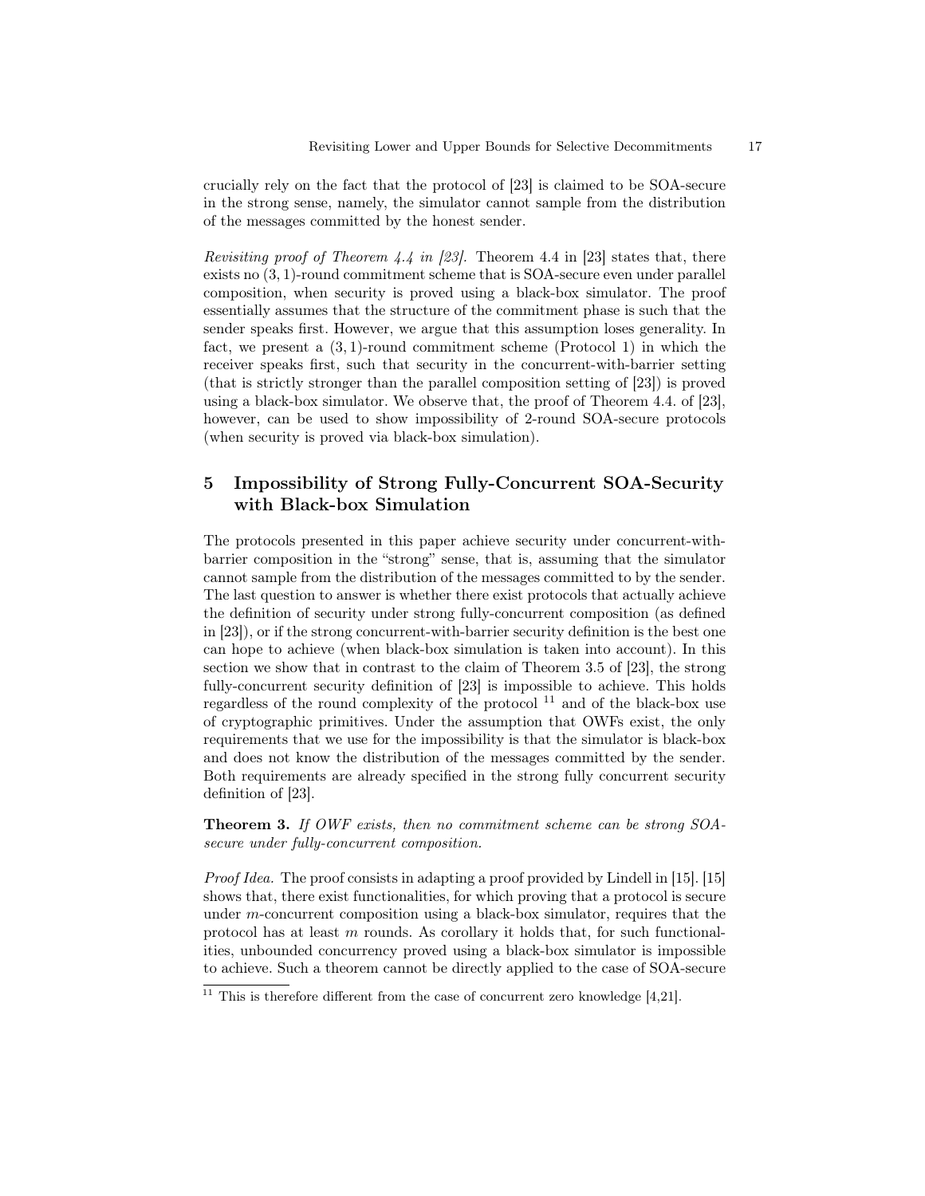crucially rely on the fact that the protocol of [23] is claimed to be SOA-secure in the strong sense, namely, the simulator cannot sample from the distribution of the messages committed by the honest sender.

*Revisiting proof of Theorem 4.4 in [23].* Theorem 4.4 in [23] states that, there exists no $(3, 1)$-round commitment scheme that is SOA-secure even under parallel composition, when security is proved using a black-box simulator. The proof essentially assumes that the structure of the commitment phase is such that the sender speaks first. However, we argue that this assumption loses generality. In fact, we present a $(3, 1)$-round commitment scheme (Protocol 1) in which the receiver speaks first, such that security in the concurrent-with-barrier setting (that is strictly stronger than the parallel composition setting of [23]) is proved using a black-box simulator. We observe that, the proof of Theorem 4.4. of [23], however, can be used to show impossibility of 2-round SOA-secure protocols (when security is proved via black-box simulation).

## 5 Impossibility of Strong Fully-Concurrent SOA-Security with Black-box Simulation

The protocols presented in this paper achieve security under concurrent-with-barrier composition in the "strong" sense, that is, assuming that the simulator cannot sample from the distribution of the messages committed to by the sender. The last question to answer is whether there exist protocols that actually achieve the definition of security under strong fully-concurrent composition (as defined in [23]), or if the strong concurrent-with-barrier security definition is the best one can hope to achieve (when black-box simulation is taken into account). In this section we show that in contrast to the claim of Theorem 3.5 of [23], the strong fully-concurrent security definition of [23] is impossible to achieve. This holds regardless of the round complexity of the protocol [11] and of the black-box use of cryptographic primitives. Under the assumption that OWFs exist, the only requirements that we use for the impossibility is that the simulator is black-box and does not know the distribution of the messages committed by the sender. Both requirements are already specified in the strong fully concurrent security definition of [23].

**Theorem 3.** *If OWF exists, then no commitment scheme can be strong SOA-secure under fully-concurrent composition.*

*Proof Idea.* The proof consists in adapting a proof provided by Lindell in [15]. [15] shows that, there exist functionalities, for which proving that a protocol is secure under $m$-concurrent composition using a black-box simulator, requires that the protocol has at least $m$ rounds. As corollary it holds that, for such functionalities, unbounded concurrency proved using a black-box simulator is impossible to achieve. Such a theorem cannot be directly applied to the case of SOA-secure

[11] This is therefore different from the case of concurrent zero knowledge [4,21].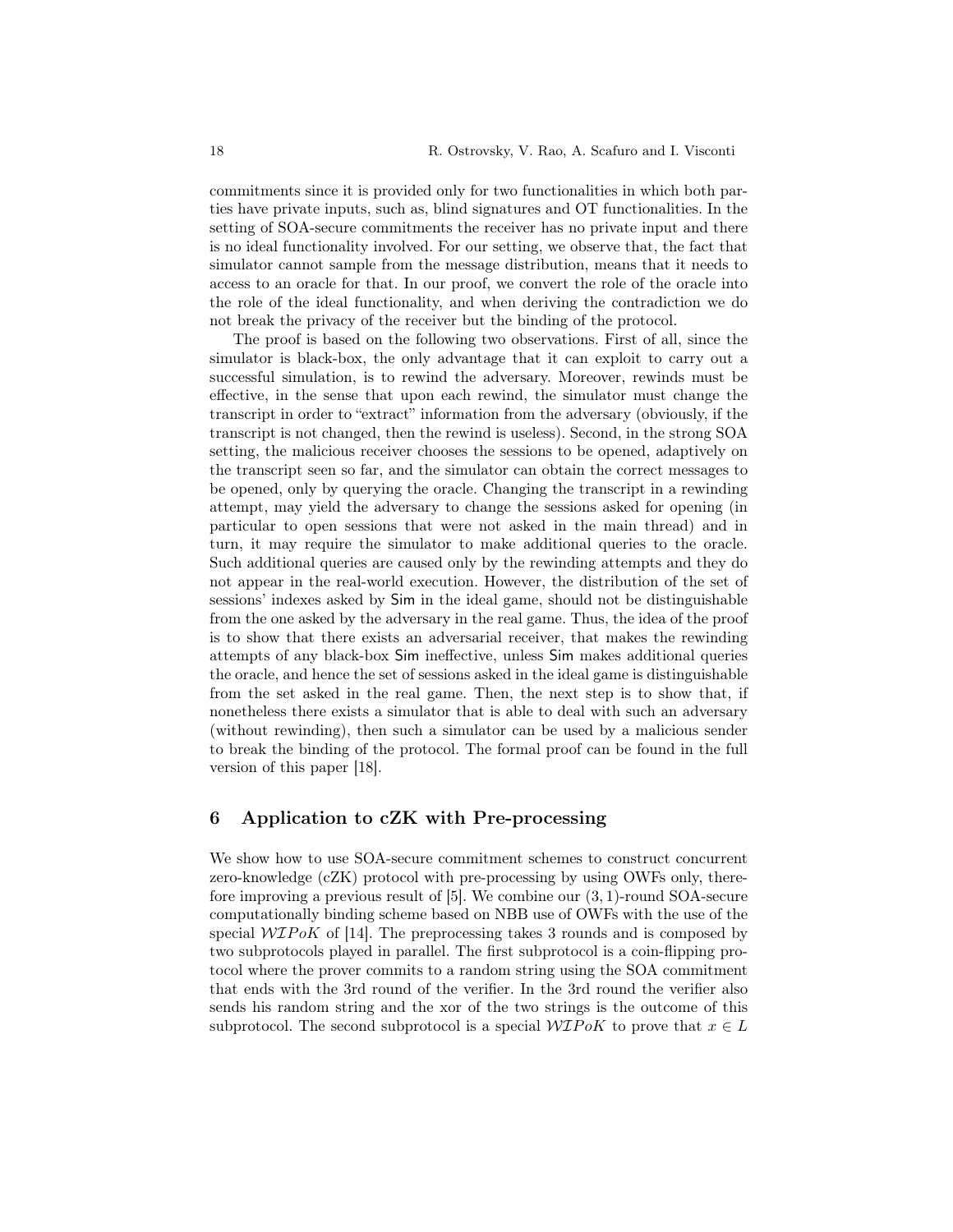commitments since it is provided only for two functionalities in which both parties have private inputs, such as, blind signatures and OT functionalities. In the setting of SOA-secure commitments the receiver has no private input and there is no ideal functionality involved. For our setting, we observe that, the fact that simulator cannot sample from the message distribution, means that it needs to access to an oracle for that. In our proof, we convert the role of the oracle into the role of the ideal functionality, and when deriving the contradiction we do not break the privacy of the receiver but the binding of the protocol.

The proof is based on the following two observations. First of all, since the simulator is black-box, the only advantage that it can exploit to carry out a successful simulation, is to rewind the adversary. Moreover, rewinds must be effective, in the sense that upon each rewind, the simulator must change the transcript in order to "extract" information from the adversary (obviously, if the transcript is not changed, then the rewind is useless). Second, in the strong SOA setting, the malicious receiver chooses the sessions to be opened, adaptively on the transcript seen so far, and the simulator can obtain the correct messages to be opened, only by querying the oracle. Changing the transcript in a rewinding attempt, may yield the adversary to change the sessions asked for opening (in particular to open sessions that were not asked in the main thread) and in turn, it may require the simulator to make additional queries to the oracle. Such additional queries are caused only by the rewinding attempts and they do not appear in the real-world execution. However, the distribution of the set of sessions' indexes asked by Sim in the ideal game, should not be distinguishable from the one asked by the adversary in the real game. Thus, the idea of the proof is to show that there exists an adversarial receiver, that makes the rewinding attempts of any black-box Sim ineffective, unless Sim makes additional queries the oracle, and hence the set of sessions asked in the ideal game is distinguishable from the set asked in the real game. Then, the next step is to show that, if nonetheless there exists a simulator that is able to deal with such an adversary (without rewinding), then such a simulator can be used by a malicious sender to break the binding of the protocol. The formal proof can be found in the full version of this paper [18].

## 6 Application to cZK with Pre-processing

We show how to use SOA-secure commitment schemes to construct concurrent zero-knowledge (cZK) protocol with pre-processing by using OWFs only, therefore improving a previous result of [5]. We combine our $(3, 1)$-round SOA-secure computationally binding scheme based on NBB use of OWFs with the use of the special $\mathcal{WIPoK}$ of [14]. The preprocessing takes 3 rounds and is composed by two subprotocols played in parallel. The first subprotocol is a coin-flipping protocol where the prover commits to a random string using the SOA commitment that ends with the 3rd round of the verifier. In the 3rd round the verifier also sends his random string and the xor of the two strings is the outcome of this subprotocol. The second subprotocol is a special $\mathcal{WIPoK}$ to prove that $x \in L$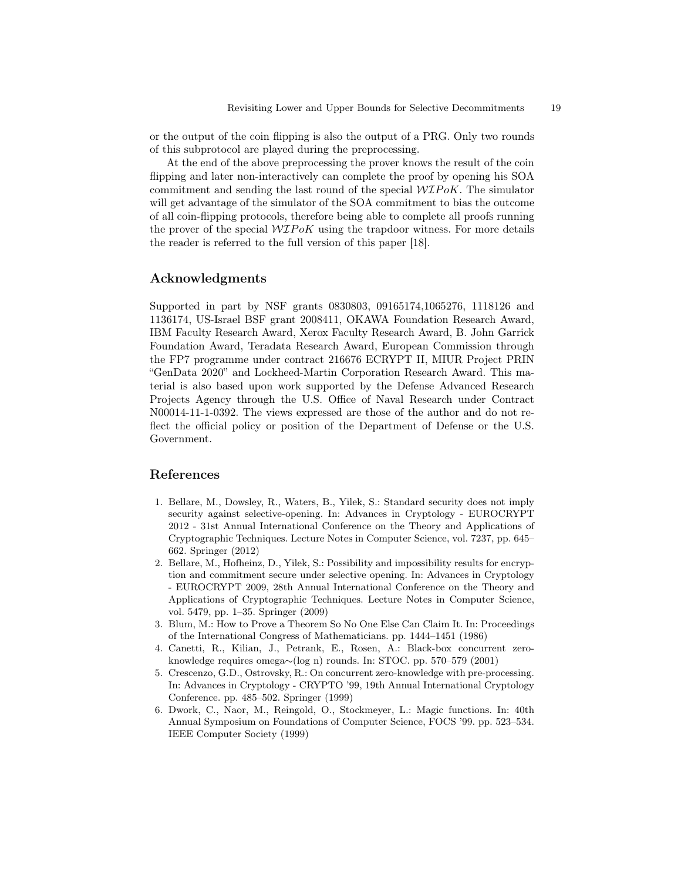or the output of the coin flipping is also the output of a PRG. Only two rounds of this subprotocol are played during the preprocessing.

At the end of the above preprocessing the prover knows the result of the coin flipping and later non-interactively can complete the proof by opening his SOA commitment and sending the last round of the special $\mathcal{WI}PoK$. The simulator will get advantage of the simulator of the SOA commitment to bias the outcome of all coin-flipping protocols, therefore being able to complete all proofs running the prover of the special $\mathcal{WI}PoK$ using the trapdoor witness. For more details the reader is referred to the full version of this paper [18].

## Acknowledgments

Supported in part by NSF grants 0830803, 09165174,1065276, 1118126 and 1136174, US-Israel BSF grant 2008411, OKAWA Foundation Research Award, IBM Faculty Research Award, Xerox Faculty Research Award, B. John Garrick Foundation Award, Teradata Research Award, European Commission through the FP7 programme under contract 216676 ECRYPT II, MIUR Project PRIN "GenData 2020" and Lockheed-Martin Corporation Research Award. This material is also based upon work supported by the Defense Advanced Research Projects Agency through the U.S. Office of Naval Research under Contract N00014-11-1-0392. The views expressed are those of the author and do not reflect the official policy or position of the Department of Defense or the U.S. Government.

## References

1. Bellare, M., Dowsley, R., Waters, B., Yilek, S.: Standard security does not imply security against selective-opening. In: Advances in Cryptology - EUROCRYPT 2012 - 31st Annual International Conference on the Theory and Applications of Cryptographic Techniques. Lecture Notes in Computer Science, vol. 7237, pp. 645–662. Springer (2012)
2. Bellare, M., Hofheinz, D., Yilek, S.: Possibility and impossibility results for encryption and commitment secure under selective opening. In: Advances in Cryptology - EUROCRYPT 2009, 28th Annual International Conference on the Theory and Applications of Cryptographic Techniques. Lecture Notes in Computer Science, vol. 5479, pp. 1–35. Springer (2009)
3. Blum, M.: How to Prove a Theorem So No One Else Can Claim It. In: Proceedings of the International Congress of Mathematicians. pp. 1444–1451 (1986)
4. Canetti, R., Kilian, J., Petrank, E., Rosen, A.: Black-box concurrent zero-knowledge requires omega∼(log n) rounds. In: STOC. pp. 570–579 (2001)
5. Crescenzo, G.D., Ostrovsky, R.: On concurrent zero-knowledge with pre-processing. In: Advances in Cryptology - CRYPTO '99, 19th Annual International Cryptology Conference. pp. 485–502. Springer (1999)
6. Dwork, C., Naor, M., Reingold, O., Stockmeyer, L.: Magic functions. In: 40th Annual Symposium on Foundations of Computer Science, FOCS '99. pp. 523–534. IEEE Computer Society (1999)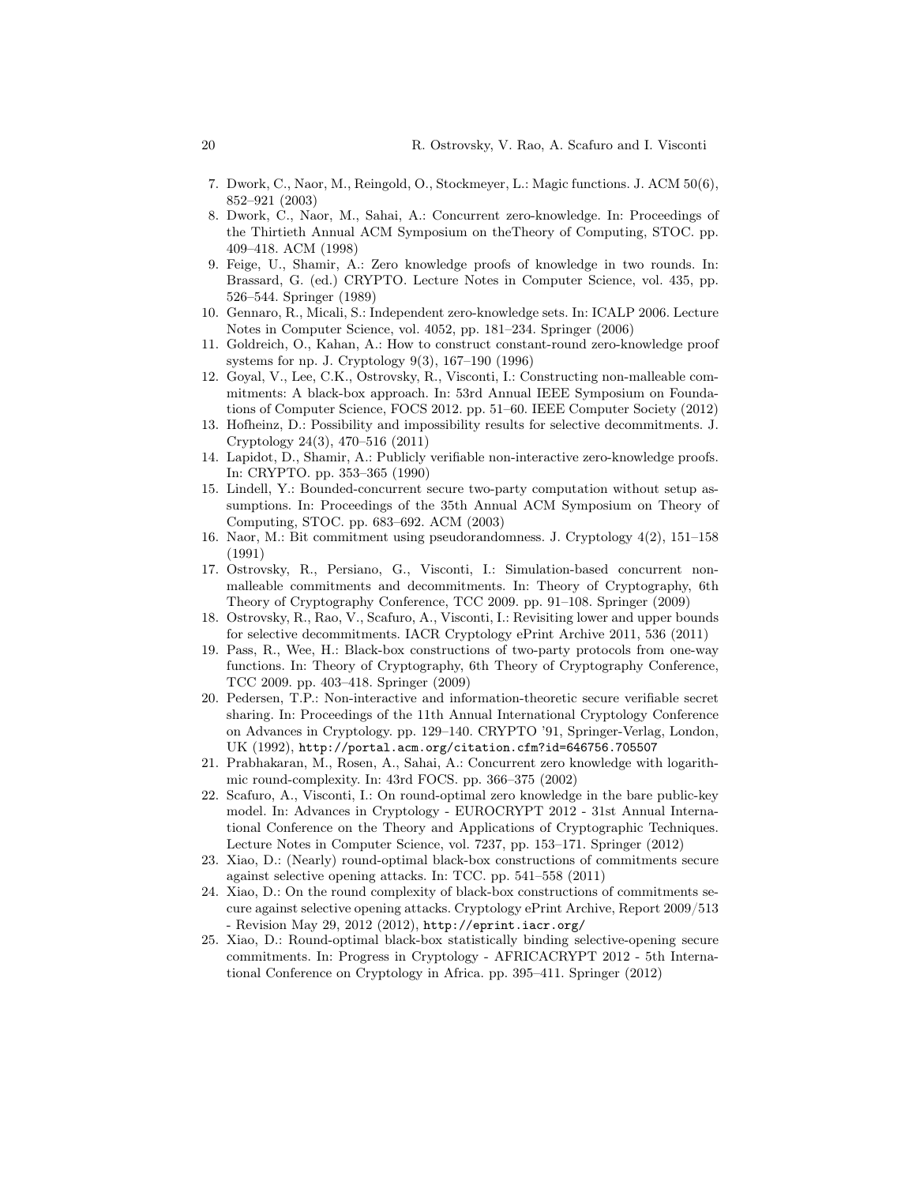7. Dwork, C., Naor, M., Reingold, O., Stockmeyer, L.: Magic functions. J. ACM 50(6), 852–921 (2003)
8. Dwork, C., Naor, M., Sahai, A.: Concurrent zero-knowledge. In: Proceedings of the Thirtieth Annual ACM Symposium on theTheory of Computing, STOC. pp. 409–418. ACM (1998)
9. Feige, U., Shamir, A.: Zero knowledge proofs of knowledge in two rounds. In: Brassard, G. (ed.) CRYPTO. Lecture Notes in Computer Science, vol. 435, pp. 526–544. Springer (1989)
10. Gennaro, R., Micali, S.: Independent zero-knowledge sets. In: ICALP 2006. Lecture Notes in Computer Science, vol. 4052, pp. 181–234. Springer (2006)
11. Goldreich, O., Kahan, A.: How to construct constant-round zero-knowledge proof systems for np. J. Cryptology 9(3), 167–190 (1996)
12. Goyal, V., Lee, C.K., Ostrovsky, R., Visconti, I.: Constructing non-malleable commitments: A black-box approach. In: 53rd Annual IEEE Symposium on Foundations of Computer Science, FOCS 2012. pp. 51–60. IEEE Computer Society (2012)
13. Hofheinz, D.: Possibility and impossibility results for selective decommitments. J. Cryptology 24(3), 470–516 (2011)
14. Lapidot, D., Shamir, A.: Publicly verifiable non-interactive zero-knowledge proofs. In: CRYPTO. pp. 353–365 (1990)
15. Lindell, Y.: Bounded-concurrent secure two-party computation without setup assumptions. In: Proceedings of the 35th Annual ACM Symposium on Theory of Computing, STOC. pp. 683–692. ACM (2003)
16. Naor, M.: Bit commitment using pseudorandomness. J. Cryptology 4(2), 151–158 (1991)
17. Ostrovsky, R., Persiano, G., Visconti, I.: Simulation-based concurrent non-malleable commitments and decommitments. In: Theory of Cryptography, 6th Theory of Cryptography Conference, TCC 2009. pp. 91–108. Springer (2009)
18. Ostrovsky, R., Rao, V., Scafuro, A., Visconti, I.: Revisiting lower and upper bounds for selective decommitments. IACR Cryptology ePrint Archive 2011, 536 (2011)
19. Pass, R., Wee, H.: Black-box constructions of two-party protocols from one-way functions. In: Theory of Cryptography, 6th Theory of Cryptography Conference, TCC 2009. pp. 403–418. Springer (2009)
20. Pedersen, T.P.: Non-interactive and information-theoretic secure verifiable secret sharing. In: Proceedings of the 11th Annual International Cryptology Conference on Advances in Cryptology. pp. 129–140. CRYPTO '91, Springer-Verlag, London, UK (1992), http://portal.acm.org/citation.cfm?id=646756.705507
21. Prabhakaran, M., Rosen, A., Sahai, A.: Concurrent zero knowledge with logarithmic round-complexity. In: 43rd FOCS. pp. 366–375 (2002)
22. Scafuro, A., Visconti, I.: On round-optimal zero knowledge in the bare public-key model. In: Advances in Cryptology - EUROCRYPT 2012 - 31st Annual International Conference on the Theory and Applications of Cryptographic Techniques. Lecture Notes in Computer Science, vol. 7237, pp. 153–171. Springer (2012)
23. Xiao, D.: (Nearly) round-optimal black-box constructions of commitments secure against selective opening attacks. In: TCC. pp. 541–558 (2011)
24. Xiao, D.: On the round complexity of black-box constructions of commitments secure against selective opening attacks. Cryptology ePrint Archive, Report 2009/513 - Revision May 29, 2012 (2012), http://eprint.iacr.org/
25. Xiao, D.: Round-optimal black-box statistically binding selective-opening secure commitments. In: Progress in Cryptology - AFRICACRYPT 2012 - 5th International Conference on Cryptology in Africa. pp. 395–411. Springer (2012)